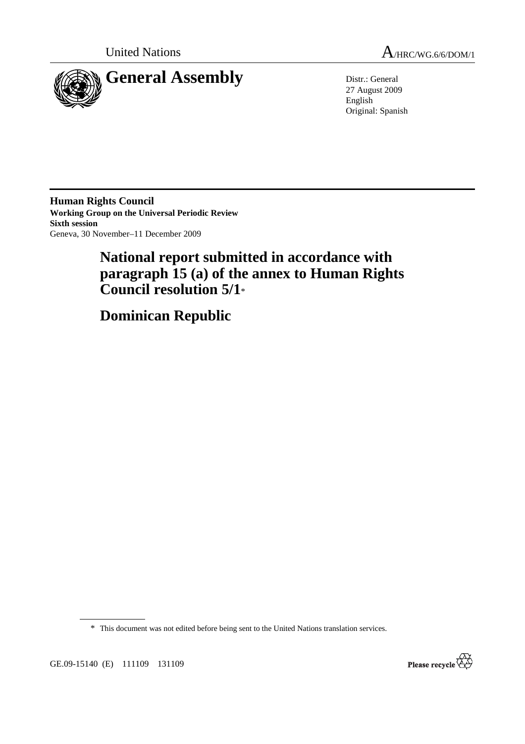United Nations

A/HRC/WG.6/6/DOM/1

# General Assembly

Distr.: General
27 August 2009
English
Original: Spanish

**Human Rights Council**
**Working Group on the Universal Periodic Review**
**Sixth session**
Geneva, 30 November–11 December 2009

# National report submitted in accordance with paragraph 15 (a) of the annex to Human Rights Council resolution 5/1*

# Dominican Republic

\* This document was not edited before being sent to the United Nations translation services.

GE.09-15140 (E) 111109 131109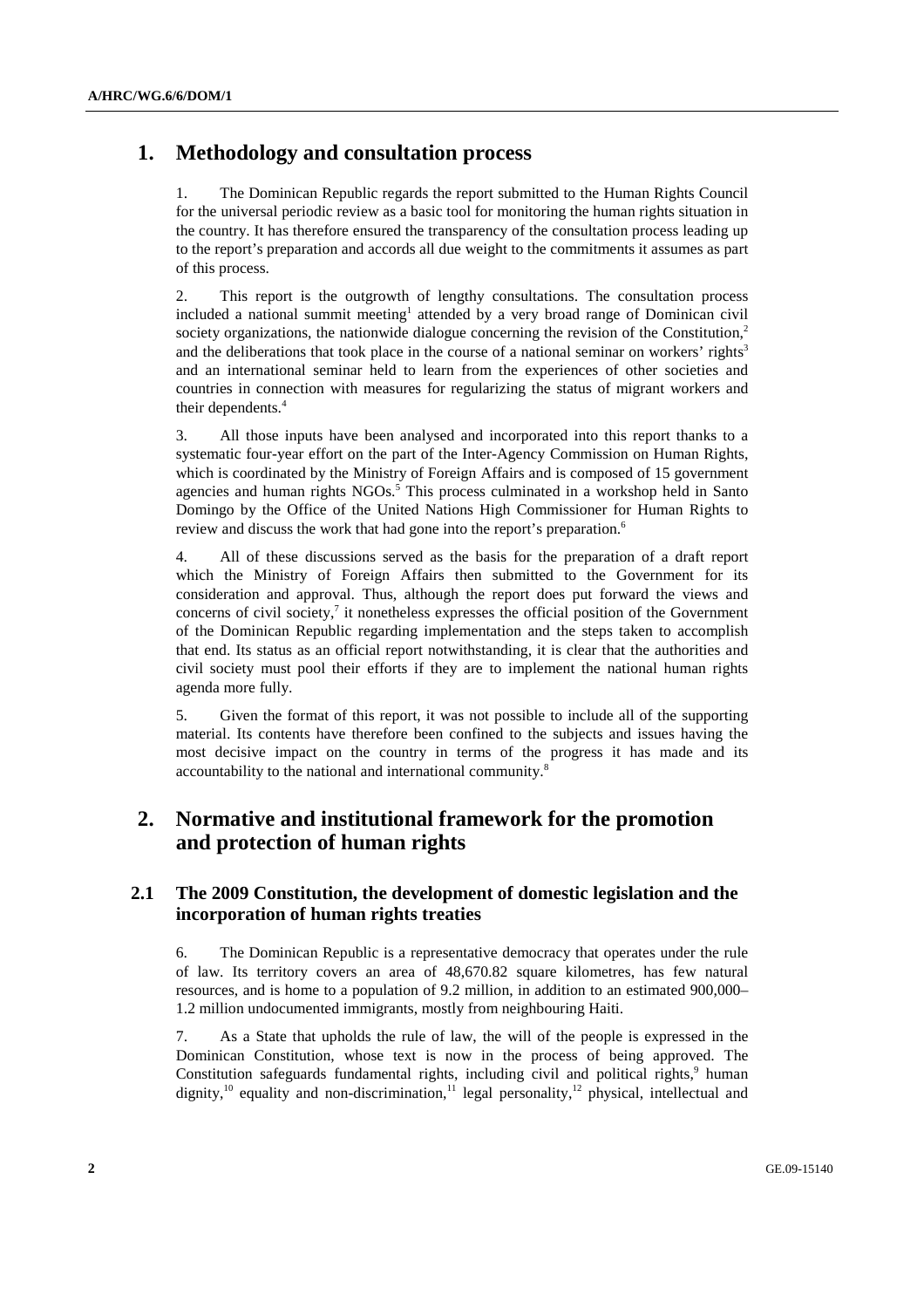# 1. Methodology and consultation process

1. The Dominican Republic regards the report submitted to the Human Rights Council for the universal periodic review as a basic tool for monitoring the human rights situation in the country. It has therefore ensured the transparency of the consultation process leading up to the report's preparation and accords all due weight to the commitments it assumes as part of this process.

2. This report is the outgrowth of lengthy consultations. The consultation process included a national summit meeting[1] attended by a very broad range of Dominican civil society organizations, the nationwide dialogue concerning the revision of the Constitution,[2] and the deliberations that took place in the course of a national seminar on workers' rights[3] and an international seminar held to learn from the experiences of other societies and countries in connection with measures for regularizing the status of migrant workers and their dependents.[4]

3. All those inputs have been analysed and incorporated into this report thanks to a systematic four-year effort on the part of the Inter-Agency Commission on Human Rights, which is coordinated by the Ministry of Foreign Affairs and is composed of 15 government agencies and human rights NGOs.[5] This process culminated in a workshop held in Santo Domingo by the Office of the United Nations High Commissioner for Human Rights to review and discuss the work that had gone into the report's preparation.[6]

4. All of these discussions served as the basis for the preparation of a draft report which the Ministry of Foreign Affairs then submitted to the Government for its consideration and approval. Thus, although the report does put forward the views and concerns of civil society,[7] it nonetheless expresses the official position of the Government of the Dominican Republic regarding implementation and the steps taken to accomplish that end. Its status as an official report notwithstanding, it is clear that the authorities and civil society must pool their efforts if they are to implement the national human rights agenda more fully.

5. Given the format of this report, it was not possible to include all of the supporting material. Its contents have therefore been confined to the subjects and issues having the most decisive impact on the country in terms of the progress it has made and its accountability to the national and international community.[8]

# 2. Normative and institutional framework for the promotion and protection of human rights

## 2.1 The 2009 Constitution, the development of domestic legislation and the incorporation of human rights treaties

6. The Dominican Republic is a representative democracy that operates under the rule of law. Its territory covers an area of 48,670.82 square kilometres, has few natural resources, and is home to a population of 9.2 million, in addition to an estimated 900,000–1.2 million undocumented immigrants, mostly from neighbouring Haiti.

7. As a State that upholds the rule of law, the will of the people is expressed in the Dominican Constitution, whose text is now in the process of being approved. The Constitution safeguards fundamental rights, including civil and political rights,[9] human dignity,[10] equality and non-discrimination,[11] legal personality,[12] physical, intellectual and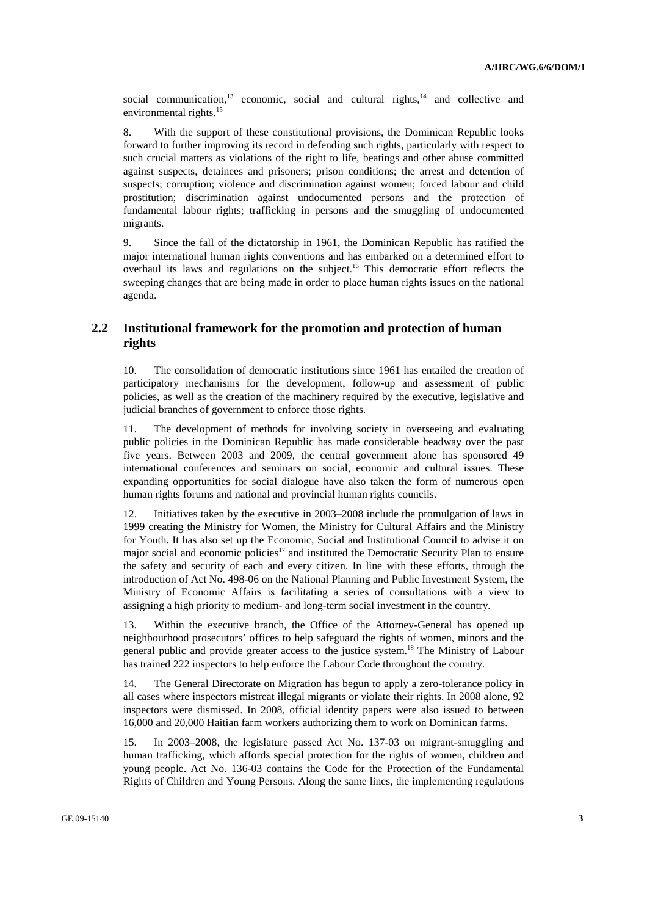social communication,[13] economic, social and cultural rights,[14] and collective and environmental rights.[15]

8. With the support of these constitutional provisions, the Dominican Republic looks forward to further improving its record in defending such rights, particularly with respect to such crucial matters as violations of the right to life, beatings and other abuse committed against suspects, detainees and prisoners; prison conditions; the arrest and detention of suspects; corruption; violence and discrimination against women; forced labour and child prostitution; discrimination against undocumented persons and the protection of fundamental labour rights; trafficking in persons and the smuggling of undocumented migrants.

9. Since the fall of the dictatorship in 1961, the Dominican Republic has ratified the major international human rights conventions and has embarked on a determined effort to overhaul its laws and regulations on the subject.[16] This democratic effort reflects the sweeping changes that are being made in order to place human rights issues on the national agenda.

## 2.2 Institutional framework for the promotion and protection of human rights

10. The consolidation of democratic institutions since 1961 has entailed the creation of participatory mechanisms for the development, follow-up and assessment of public policies, as well as the creation of the machinery required by the executive, legislative and judicial branches of government to enforce those rights.

11. The development of methods for involving society in overseeing and evaluating public policies in the Dominican Republic has made considerable headway over the past five years. Between 2003 and 2009, the central government alone has sponsored 49 international conferences and seminars on social, economic and cultural issues. These expanding opportunities for social dialogue have also taken the form of numerous open human rights forums and national and provincial human rights councils.

12. Initiatives taken by the executive in 2003–2008 include the promulgation of laws in 1999 creating the Ministry for Women, the Ministry for Cultural Affairs and the Ministry for Youth. It has also set up the Economic, Social and Institutional Council to advise it on major social and economic policies[17] and instituted the Democratic Security Plan to ensure the safety and security of each and every citizen. In line with these efforts, through the introduction of Act No. 498-06 on the National Planning and Public Investment System, the Ministry of Economic Affairs is facilitating a series of consultations with a view to assigning a high priority to medium- and long-term social investment in the country.

13. Within the executive branch, the Office of the Attorney-General has opened up neighbourhood prosecutors' offices to help safeguard the rights of women, minors and the general public and provide greater access to the justice system.[18] The Ministry of Labour has trained 222 inspectors to help enforce the Labour Code throughout the country.

14. The General Directorate on Migration has begun to apply a zero-tolerance policy in all cases where inspectors mistreat illegal migrants or violate their rights. In 2008 alone, 92 inspectors were dismissed. In 2008, official identity papers were also issued to between 16,000 and 20,000 Haitian farm workers authorizing them to work on Dominican farms.

15. In 2003–2008, the legislature passed Act No. 137-03 on migrant-smuggling and human trafficking, which affords special protection for the rights of women, children and young people. Act No. 136-03 contains the Code for the Protection of the Fundamental Rights of Children and Young Persons. Along the same lines, the implementing regulations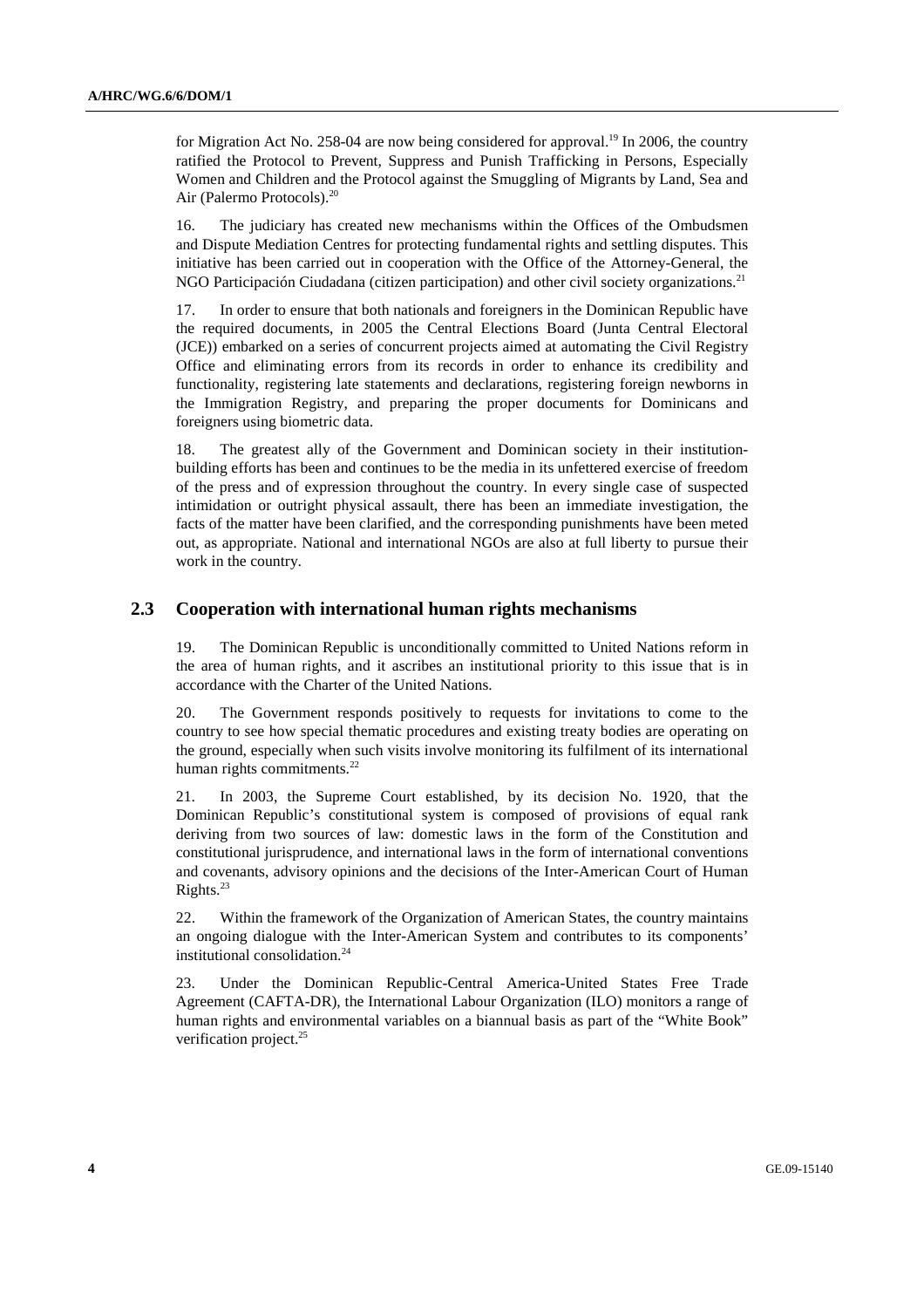for Migration Act No. 258-04 are now being considered for approval.[19] In 2006, the country ratified the Protocol to Prevent, Suppress and Punish Trafficking in Persons, Especially Women and Children and the Protocol against the Smuggling of Migrants by Land, Sea and Air (Palermo Protocols).[20]

16. The judiciary has created new mechanisms within the Offices of the Ombudsmen and Dispute Mediation Centres for protecting fundamental rights and settling disputes. This initiative has been carried out in cooperation with the Office of the Attorney-General, the NGO Participación Ciudadana (citizen participation) and other civil society organizations.[21]

17. In order to ensure that both nationals and foreigners in the Dominican Republic have the required documents, in 2005 the Central Elections Board (Junta Central Electoral (JCE)) embarked on a series of concurrent projects aimed at automating the Civil Registry Office and eliminating errors from its records in order to enhance its credibility and functionality, registering late statements and declarations, registering foreign newborns in the Immigration Registry, and preparing the proper documents for Dominicans and foreigners using biometric data.

18. The greatest ally of the Government and Dominican society in their institution-building efforts has been and continues to be the media in its unfettered exercise of freedom of the press and of expression throughout the country. In every single case of suspected intimidation or outright physical assault, there has been an immediate investigation, the facts of the matter have been clarified, and the corresponding punishments have been meted out, as appropriate. National and international NGOs are also at full liberty to pursue their work in the country.

## 2.3 Cooperation with international human rights mechanisms

19. The Dominican Republic is unconditionally committed to United Nations reform in the area of human rights, and it ascribes an institutional priority to this issue that is in accordance with the Charter of the United Nations.

20. The Government responds positively to requests for invitations to come to the country to see how special thematic procedures and existing treaty bodies are operating on the ground, especially when such visits involve monitoring its fulfilment of its international human rights commitments.[22]

21. In 2003, the Supreme Court established, by its decision No. 1920, that the Dominican Republic's constitutional system is composed of provisions of equal rank deriving from two sources of law: domestic laws in the form of the Constitution and constitutional jurisprudence, and international laws in the form of international conventions and covenants, advisory opinions and the decisions of the Inter-American Court of Human Rights.[23]

22. Within the framework of the Organization of American States, the country maintains an ongoing dialogue with the Inter-American System and contributes to its components' institutional consolidation.[24]

23. Under the Dominican Republic-Central America-United States Free Trade Agreement (CAFTA-DR), the International Labour Organization (ILO) monitors a range of human rights and environmental variables on a biannual basis as part of the "White Book" verification project.[25]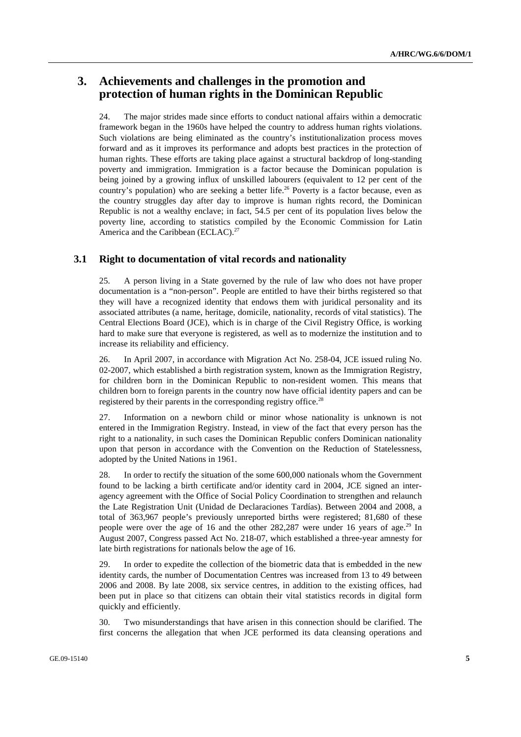## 3. Achievements and challenges in the promotion and protection of human rights in the Dominican Republic

24. The major strides made since efforts to conduct national affairs within a democratic framework began in the 1960s have helped the country to address human rights violations. Such violations are being eliminated as the country's institutionalization process moves forward and as it improves its performance and adopts best practices in the protection of human rights. These efforts are taking place against a structural backdrop of long-standing poverty and immigration. Immigration is a factor because the Dominican population is being joined by a growing influx of unskilled labourers (equivalent to 12 per cent of the country's population) who are seeking a better life.[26] Poverty is a factor because, even as the country struggles day after day to improve is human rights record, the Dominican Republic is not a wealthy enclave; in fact, 54.5 per cent of its population lives below the poverty line, according to statistics compiled by the Economic Commission for Latin America and the Caribbean (ECLAC).[27]

### 3.1 Right to documentation of vital records and nationality

25. A person living in a State governed by the rule of law who does not have proper documentation is a "non-person". People are entitled to have their births registered so that they will have a recognized identity that endows them with juridical personality and its associated attributes (a name, heritage, domicile, nationality, records of vital statistics). The Central Elections Board (JCE), which is in charge of the Civil Registry Office, is working hard to make sure that everyone is registered, as well as to modernize the institution and to increase its reliability and efficiency.

26. In April 2007, in accordance with Migration Act No. 258-04, JCE issued ruling No. 02-2007, which established a birth registration system, known as the Immigration Registry, for children born in the Dominican Republic to non-resident women. This means that children born to foreign parents in the country now have official identity papers and can be registered by their parents in the corresponding registry office.[28]

27. Information on a newborn child or minor whose nationality is unknown is not entered in the Immigration Registry. Instead, in view of the fact that every person has the right to a nationality, in such cases the Dominican Republic confers Dominican nationality upon that person in accordance with the Convention on the Reduction of Statelessness, adopted by the United Nations in 1961.

28. In order to rectify the situation of the some 600,000 nationals whom the Government found to be lacking a birth certificate and/or identity card in 2004, JCE signed an inter-agency agreement with the Office of Social Policy Coordination to strengthen and relaunch the Late Registration Unit (Unidad de Declaraciones Tardías). Between 2004 and 2008, a total of 363,967 people's previously unreported births were registered; 81,680 of these people were over the age of 16 and the other 282,287 were under 16 years of age.[29] In August 2007, Congress passed Act No. 218-07, which established a three-year amnesty for late birth registrations for nationals below the age of 16.

29. In order to expedite the collection of the biometric data that is embedded in the new identity cards, the number of Documentation Centres was increased from 13 to 49 between 2006 and 2008. By late 2008, six service centres, in addition to the existing offices, had been put in place so that citizens can obtain their vital statistics records in digital form quickly and efficiently.

30. Two misunderstandings that have arisen in this connection should be clarified. The first concerns the allegation that when JCE performed its data cleansing operations and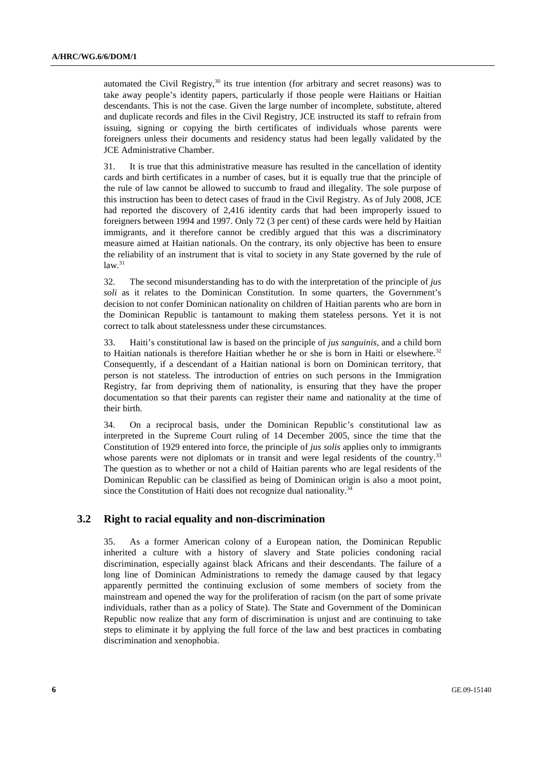automated the Civil Registry,[30] its true intention (for arbitrary and secret reasons) was to take away people's identity papers, particularly if those people were Haitians or Haitian descendants. This is not the case. Given the large number of incomplete, substitute, altered and duplicate records and files in the Civil Registry, JCE instructed its staff to refrain from issuing, signing or copying the birth certificates of individuals whose parents were foreigners unless their documents and residency status had been legally validated by the JCE Administrative Chamber.

31. It is true that this administrative measure has resulted in the cancellation of identity cards and birth certificates in a number of cases, but it is equally true that the principle of the rule of law cannot be allowed to succumb to fraud and illegality. The sole purpose of this instruction has been to detect cases of fraud in the Civil Registry. As of July 2008, JCE had reported the discovery of 2,416 identity cards that had been improperly issued to foreigners between 1994 and 1997. Only 72 (3 per cent) of these cards were held by Haitian immigrants, and it therefore cannot be credibly argued that this was a discriminatory measure aimed at Haitian nationals. On the contrary, its only objective has been to ensure the reliability of an instrument that is vital to society in any State governed by the rule of law.[31]

32. The second misunderstanding has to do with the interpretation of the principle of *jus soli* as it relates to the Dominican Constitution. In some quarters, the Government's decision to not confer Dominican nationality on children of Haitian parents who are born in the Dominican Republic is tantamount to making them stateless persons. Yet it is not correct to talk about statelessness under these circumstances.

33. Haiti's constitutional law is based on the principle of *jus sanguinis*, and a child born to Haitian nationals is therefore Haitian whether he or she is born in Haiti or elsewhere.[32] Consequently, if a descendant of a Haitian national is born on Dominican territory, that person is not stateless. The introduction of entries on such persons in the Immigration Registry, far from depriving them of nationality, is ensuring that they have the proper documentation so that their parents can register their name and nationality at the time of their birth.

34. On a reciprocal basis, under the Dominican Republic's constitutional law as interpreted in the Supreme Court ruling of 14 December 2005, since the time that the Constitution of 1929 entered into force, the principle of *jus solis* applies only to immigrants whose parents were not diplomats or in transit and were legal residents of the country.[33] The question as to whether or not a child of Haitian parents who are legal residents of the Dominican Republic can be classified as being of Dominican origin is also a moot point, since the Constitution of Haiti does not recognize dual nationality.[34]

## 3.2 Right to racial equality and non-discrimination

35. As a former American colony of a European nation, the Dominican Republic inherited a culture with a history of slavery and State policies condoning racial discrimination, especially against black Africans and their descendants. The failure of a long line of Dominican Administrations to remedy the damage caused by that legacy apparently permitted the continuing exclusion of some members of society from the mainstream and opened the way for the proliferation of racism (on the part of some private individuals, rather than as a policy of State). The State and Government of the Dominican Republic now realize that any form of discrimination is unjust and are continuing to take steps to eliminate it by applying the full force of the law and best practices in combating discrimination and xenophobia.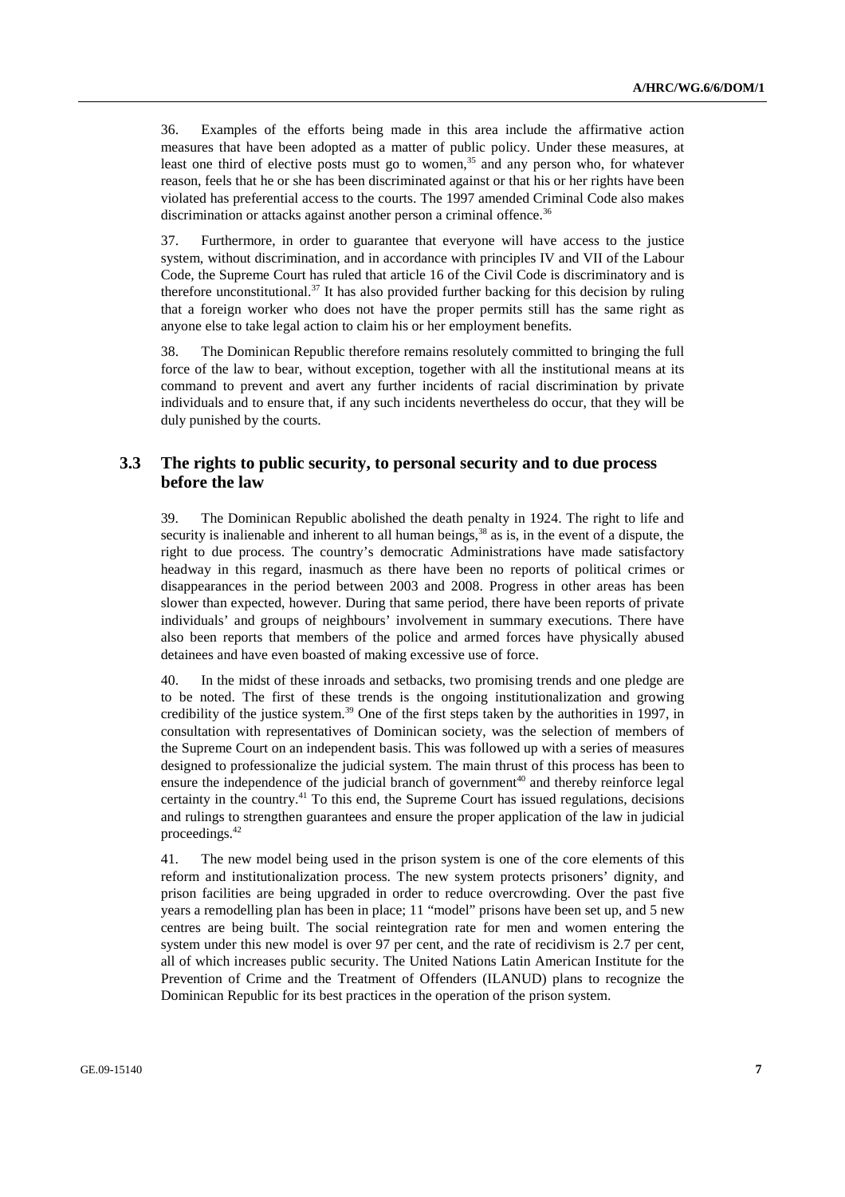36. Examples of the efforts being made in this area include the affirmative action measures that have been adopted as a matter of public policy. Under these measures, at least one third of elective posts must go to women,[35] and any person who, for whatever reason, feels that he or she has been discriminated against or that his or her rights have been violated has preferential access to the courts. The 1997 amended Criminal Code also makes discrimination or attacks against another person a criminal offence.[36]

37. Furthermore, in order to guarantee that everyone will have access to the justice system, without discrimination, and in accordance with principles IV and VII of the Labour Code, the Supreme Court has ruled that article 16 of the Civil Code is discriminatory and is therefore unconstitutional.[37] It has also provided further backing for this decision by ruling that a foreign worker who does not have the proper permits still has the same right as anyone else to take legal action to claim his or her employment benefits.

38. The Dominican Republic therefore remains resolutely committed to bringing the full force of the law to bear, without exception, together with all the institutional means at its command to prevent and avert any further incidents of racial discrimination by private individuals and to ensure that, if any such incidents nevertheless do occur, that they will be duly punished by the courts.

## 3.3 The rights to public security, to personal security and to due process before the law

39. The Dominican Republic abolished the death penalty in 1924. The right to life and security is inalienable and inherent to all human beings,[38] as is, in the event of a dispute, the right to due process. The country's democratic Administrations have made satisfactory headway in this regard, inasmuch as there have been no reports of political crimes or disappearances in the period between 2003 and 2008. Progress in other areas has been slower than expected, however. During that same period, there have been reports of private individuals' and groups of neighbours' involvement in summary executions. There have also been reports that members of the police and armed forces have physically abused detainees and have even boasted of making excessive use of force.

40. In the midst of these inroads and setbacks, two promising trends and one pledge are to be noted. The first of these trends is the ongoing institutionalization and growing credibility of the justice system.[39] One of the first steps taken by the authorities in 1997, in consultation with representatives of Dominican society, was the selection of members of the Supreme Court on an independent basis. This was followed up with a series of measures designed to professionalize the judicial system. The main thrust of this process has been to ensure the independence of the judicial branch of government[40] and thereby reinforce legal certainty in the country.[41] To this end, the Supreme Court has issued regulations, decisions and rulings to strengthen guarantees and ensure the proper application of the law in judicial proceedings.[42]

41. The new model being used in the prison system is one of the core elements of this reform and institutionalization process. The new system protects prisoners' dignity, and prison facilities are being upgraded in order to reduce overcrowding. Over the past five years a remodelling plan has been in place; 11 "model" prisons have been set up, and 5 new centres are being built. The social reintegration rate for men and women entering the system under this new model is over 97 per cent, and the rate of recidivism is 2.7 per cent, all of which increases public security. The United Nations Latin American Institute for the Prevention of Crime and the Treatment of Offenders (ILANUD) plans to recognize the Dominican Republic for its best practices in the operation of the prison system.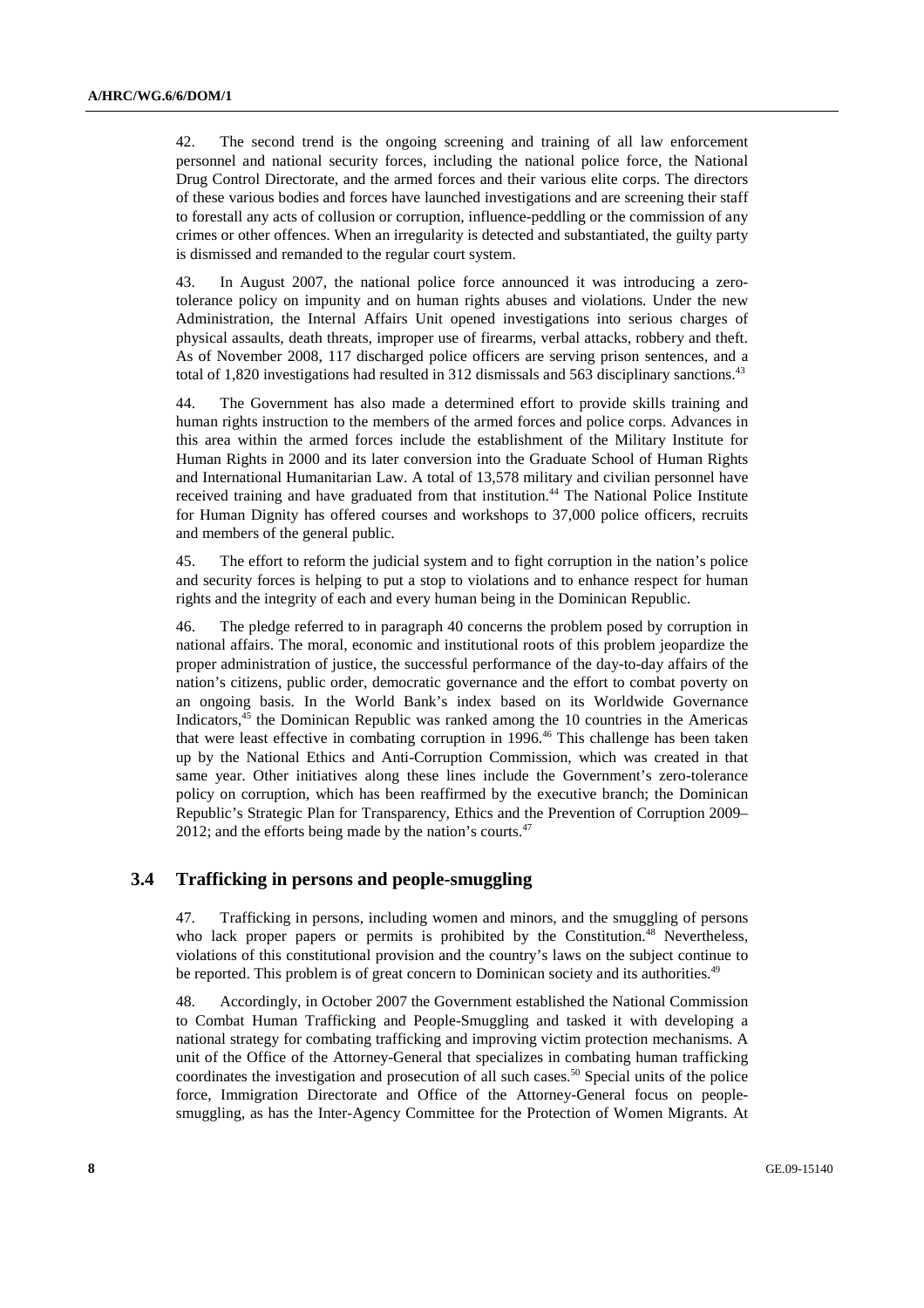42. The second trend is the ongoing screening and training of all law enforcement personnel and national security forces, including the national police force, the National Drug Control Directorate, and the armed forces and their various elite corps. The directors of these various bodies and forces have launched investigations and are screening their staff to forestall any acts of collusion or corruption, influence-peddling or the commission of any crimes or other offences. When an irregularity is detected and substantiated, the guilty party is dismissed and remanded to the regular court system.

43. In August 2007, the national police force announced it was introducing a zero-tolerance policy on impunity and on human rights abuses and violations. Under the new Administration, the Internal Affairs Unit opened investigations into serious charges of physical assaults, death threats, improper use of firearms, verbal attacks, robbery and theft. As of November 2008, 117 discharged police officers are serving prison sentences, and a total of 1,820 investigations had resulted in 312 dismissals and 563 disciplinary sanctions.[43]

44. The Government has also made a determined effort to provide skills training and human rights instruction to the members of the armed forces and police corps. Advances in this area within the armed forces include the establishment of the Military Institute for Human Rights in 2000 and its later conversion into the Graduate School of Human Rights and International Humanitarian Law. A total of 13,578 military and civilian personnel have received training and have graduated from that institution.[44] The National Police Institute for Human Dignity has offered courses and workshops to 37,000 police officers, recruits and members of the general public.

45. The effort to reform the judicial system and to fight corruption in the nation's police and security forces is helping to put a stop to violations and to enhance respect for human rights and the integrity of each and every human being in the Dominican Republic.

46. The pledge referred to in paragraph 40 concerns the problem posed by corruption in national affairs. The moral, economic and institutional roots of this problem jeopardize the proper administration of justice, the successful performance of the day-to-day affairs of the nation's citizens, public order, democratic governance and the effort to combat poverty on an ongoing basis. In the World Bank's index based on its Worldwide Governance Indicators,[45] the Dominican Republic was ranked among the 10 countries in the Americas that were least effective in combating corruption in 1996.[46] This challenge has been taken up by the National Ethics and Anti-Corruption Commission, which was created in that same year. Other initiatives along these lines include the Government's zero-tolerance policy on corruption, which has been reaffirmed by the executive branch; the Dominican Republic's Strategic Plan for Transparency, Ethics and the Prevention of Corruption 2009–2012; and the efforts being made by the nation's courts.[47]

## 3.4 Trafficking in persons and people-smuggling

47. Trafficking in persons, including women and minors, and the smuggling of persons who lack proper papers or permits is prohibited by the Constitution.[48] Nevertheless, violations of this constitutional provision and the country's laws on the subject continue to be reported. This problem is of great concern to Dominican society and its authorities.[49]

48. Accordingly, in October 2007 the Government established the National Commission to Combat Human Trafficking and People-Smuggling and tasked it with developing a national strategy for combating trafficking and improving victim protection mechanisms. A unit of the Office of the Attorney-General that specializes in combating human trafficking coordinates the investigation and prosecution of all such cases.[50] Special units of the police force, Immigration Directorate and Office of the Attorney-General focus on people-smuggling, as has the Inter-Agency Committee for the Protection of Women Migrants. At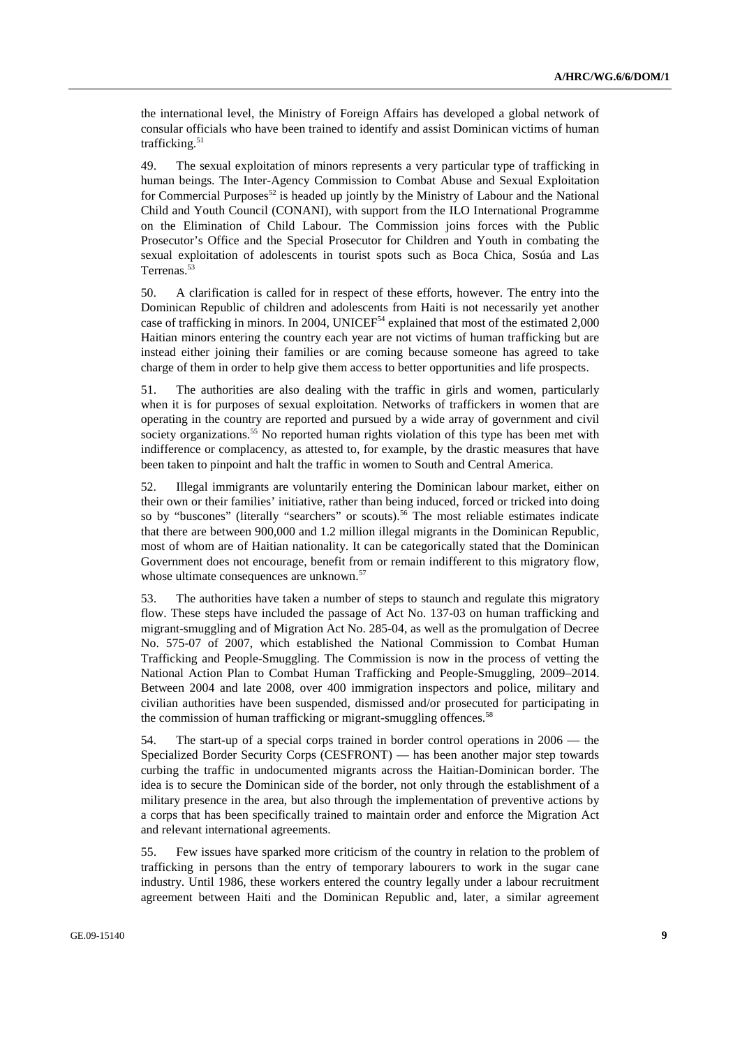the international level, the Ministry of Foreign Affairs has developed a global network of consular officials who have been trained to identify and assist Dominican victims of human trafficking.[51]

49. The sexual exploitation of minors represents a very particular type of trafficking in human beings. The Inter-Agency Commission to Combat Abuse and Sexual Exploitation for Commercial Purposes[52] is headed up jointly by the Ministry of Labour and the National Child and Youth Council (CONANI), with support from the ILO International Programme on the Elimination of Child Labour. The Commission joins forces with the Public Prosecutor's Office and the Special Prosecutor for Children and Youth in combating the sexual exploitation of adolescents in tourist spots such as Boca Chica, Sosúa and Las Terrenas.[53]

50. A clarification is called for in respect of these efforts, however. The entry into the Dominican Republic of children and adolescents from Haiti is not necessarily yet another case of trafficking in minors. In 2004, UNICEF[54] explained that most of the estimated 2,000 Haitian minors entering the country each year are not victims of human trafficking but are instead either joining their families or are coming because someone has agreed to take charge of them in order to help give them access to better opportunities and life prospects.

51. The authorities are also dealing with the traffic in girls and women, particularly when it is for purposes of sexual exploitation. Networks of traffickers in women that are operating in the country are reported and pursued by a wide array of government and civil society organizations.[55] No reported human rights violation of this type has been met with indifference or complacency, as attested to, for example, by the drastic measures that have been taken to pinpoint and halt the traffic in women to South and Central America.

52. Illegal immigrants are voluntarily entering the Dominican labour market, either on their own or their families' initiative, rather than being induced, forced or tricked into doing so by "buscones" (literally "searchers" or scouts).[56] The most reliable estimates indicate that there are between 900,000 and 1.2 million illegal migrants in the Dominican Republic, most of whom are of Haitian nationality. It can be categorically stated that the Dominican Government does not encourage, benefit from or remain indifferent to this migratory flow, whose ultimate consequences are unknown.[57]

53. The authorities have taken a number of steps to staunch and regulate this migratory flow. These steps have included the passage of Act No. 137-03 on human trafficking and migrant-smuggling and of Migration Act No. 285-04, as well as the promulgation of Decree No. 575-07 of 2007, which established the National Commission to Combat Human Trafficking and People-Smuggling. The Commission is now in the process of vetting the National Action Plan to Combat Human Trafficking and People-Smuggling, 2009–2014. Between 2004 and late 2008, over 400 immigration inspectors and police, military and civilian authorities have been suspended, dismissed and/or prosecuted for participating in the commission of human trafficking or migrant-smuggling offences.[58]

54. The start-up of a special corps trained in border control operations in 2006 — the Specialized Border Security Corps (CESFRONT) — has been another major step towards curbing the traffic in undocumented migrants across the Haitian-Dominican border. The idea is to secure the Dominican side of the border, not only through the establishment of a military presence in the area, but also through the implementation of preventive actions by a corps that has been specifically trained to maintain order and enforce the Migration Act and relevant international agreements.

55. Few issues have sparked more criticism of the country in relation to the problem of trafficking in persons than the entry of temporary labourers to work in the sugar cane industry. Until 1986, these workers entered the country legally under a labour recruitment agreement between Haiti and the Dominican Republic and, later, a similar agreement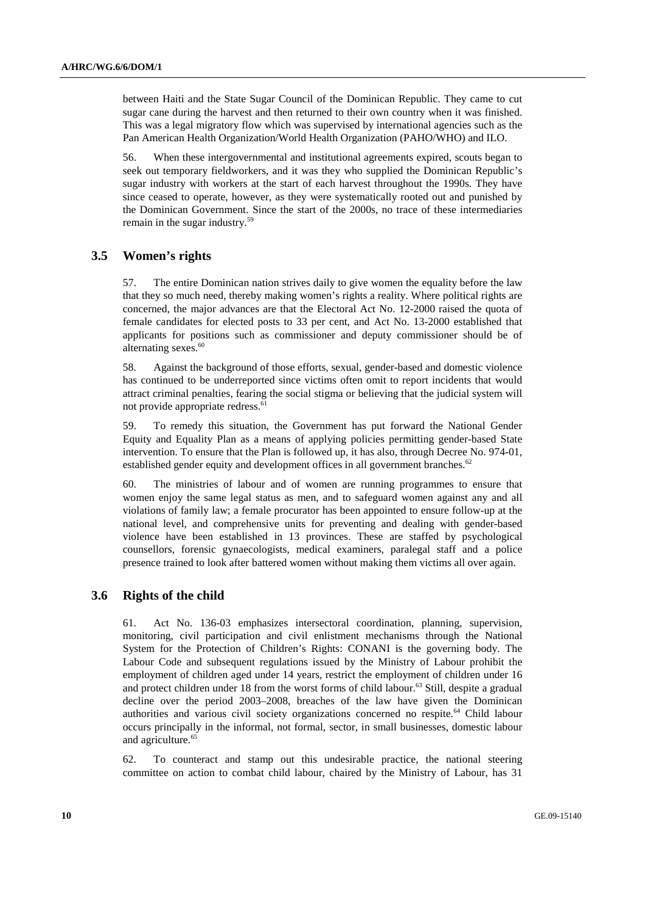between Haiti and the State Sugar Council of the Dominican Republic. They came to cut sugar cane during the harvest and then returned to their own country when it was finished. This was a legal migratory flow which was supervised by international agencies such as the Pan American Health Organization/World Health Organization (PAHO/WHO) and ILO.

56. When these intergovernmental and institutional agreements expired, scouts began to seek out temporary fieldworkers, and it was they who supplied the Dominican Republic's sugar industry with workers at the start of each harvest throughout the 1990s. They have since ceased to operate, however, as they were systematically rooted out and punished by the Dominican Government. Since the start of the 2000s, no trace of these intermediaries remain in the sugar industry.[59]

## 3.5 Women's rights

57. The entire Dominican nation strives daily to give women the equality before the law that they so much need, thereby making women's rights a reality. Where political rights are concerned, the major advances are that the Electoral Act No. 12-2000 raised the quota of female candidates for elected posts to 33 per cent, and Act No. 13-2000 established that applicants for positions such as commissioner and deputy commissioner should be of alternating sexes.[60]

58. Against the background of those efforts, sexual, gender-based and domestic violence has continued to be underreported since victims often omit to report incidents that would attract criminal penalties, fearing the social stigma or believing that the judicial system will not provide appropriate redress.[61]

59. To remedy this situation, the Government has put forward the National Gender Equity and Equality Plan as a means of applying policies permitting gender-based State intervention. To ensure that the Plan is followed up, it has also, through Decree No. 974-01, established gender equity and development offices in all government branches.[62]

60. The ministries of labour and of women are running programmes to ensure that women enjoy the same legal status as men, and to safeguard women against any and all violations of family law; a female procurator has been appointed to ensure follow-up at the national level, and comprehensive units for preventing and dealing with gender-based violence have been established in 13 provinces. These are staffed by psychological counsellors, forensic gynaecologists, medical examiners, paralegal staff and a police presence trained to look after battered women without making them victims all over again.

## 3.6 Rights of the child

61. Act No. 136-03 emphasizes intersectoral coordination, planning, supervision, monitoring, civil participation and civil enlistment mechanisms through the National System for the Protection of Children's Rights: CONANI is the governing body. The Labour Code and subsequent regulations issued by the Ministry of Labour prohibit the employment of children aged under 14 years, restrict the employment of children under 16 and protect children under 18 from the worst forms of child labour.[63] Still, despite a gradual decline over the period 2003–2008, breaches of the law have given the Dominican authorities and various civil society organizations concerned no respite.[64] Child labour occurs principally in the informal, not formal, sector, in small businesses, domestic labour and agriculture.[65]

62. To counteract and stamp out this undesirable practice, the national steering committee on action to combat child labour, chaired by the Ministry of Labour, has 31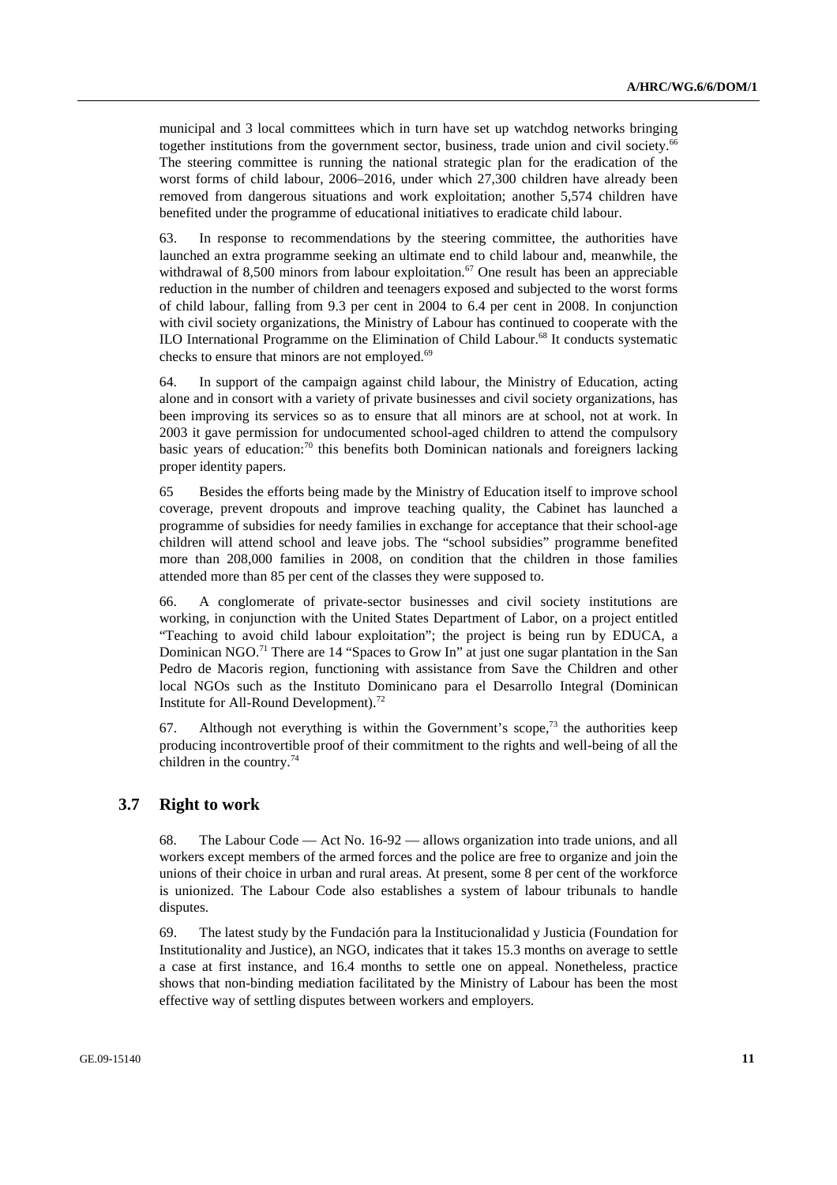municipal and 3 local committees which in turn have set up watchdog networks bringing together institutions from the government sector, business, trade union and civil society.[66] The steering committee is running the national strategic plan for the eradication of the worst forms of child labour, 2006–2016, under which 27,300 children have already been removed from dangerous situations and work exploitation; another 5,574 children have benefited under the programme of educational initiatives to eradicate child labour.

63. In response to recommendations by the steering committee, the authorities have launched an extra programme seeking an ultimate end to child labour and, meanwhile, the withdrawal of 8,500 minors from labour exploitation.[67] One result has been an appreciable reduction in the number of children and teenagers exposed and subjected to the worst forms of child labour, falling from 9.3 per cent in 2004 to 6.4 per cent in 2008. In conjunction with civil society organizations, the Ministry of Labour has continued to cooperate with the ILO International Programme on the Elimination of Child Labour.[68] It conducts systematic checks to ensure that minors are not employed.[69]

64. In support of the campaign against child labour, the Ministry of Education, acting alone and in consort with a variety of private businesses and civil society organizations, has been improving its services so as to ensure that all minors are at school, not at work. In 2003 it gave permission for undocumented school-aged children to attend the compulsory basic years of education:[70] this benefits both Dominican nationals and foreigners lacking proper identity papers.

65 Besides the efforts being made by the Ministry of Education itself to improve school coverage, prevent dropouts and improve teaching quality, the Cabinet has launched a programme of subsidies for needy families in exchange for acceptance that their school-age children will attend school and leave jobs. The "school subsidies" programme benefited more than 208,000 families in 2008, on condition that the children in those families attended more than 85 per cent of the classes they were supposed to.

66. A conglomerate of private-sector businesses and civil society institutions are working, in conjunction with the United States Department of Labor, on a project entitled "Teaching to avoid child labour exploitation"; the project is being run by EDUCA, a Dominican NGO.[71] There are 14 "Spaces to Grow In" at just one sugar plantation in the San Pedro de Macoris region, functioning with assistance from Save the Children and other local NGOs such as the Instituto Dominicano para el Desarrollo Integral (Dominican Institute for All-Round Development).[72]

67. Although not everything is within the Government's scope,[73] the authorities keep producing incontrovertible proof of their commitment to the rights and well-being of all the children in the country.[74]

### 3.7 Right to work

68. The Labour Code — Act No. 16-92 — allows organization into trade unions, and all workers except members of the armed forces and the police are free to organize and join the unions of their choice in urban and rural areas. At present, some 8 per cent of the workforce is unionized. The Labour Code also establishes a system of labour tribunals to handle disputes.

69. The latest study by the Fundación para la Institucionalidad y Justicia (Foundation for Institutionality and Justice), an NGO, indicates that it takes 15.3 months on average to settle a case at first instance, and 16.4 months to settle one on appeal. Nonetheless, practice shows that non-binding mediation facilitated by the Ministry of Labour has been the most effective way of settling disputes between workers and employers.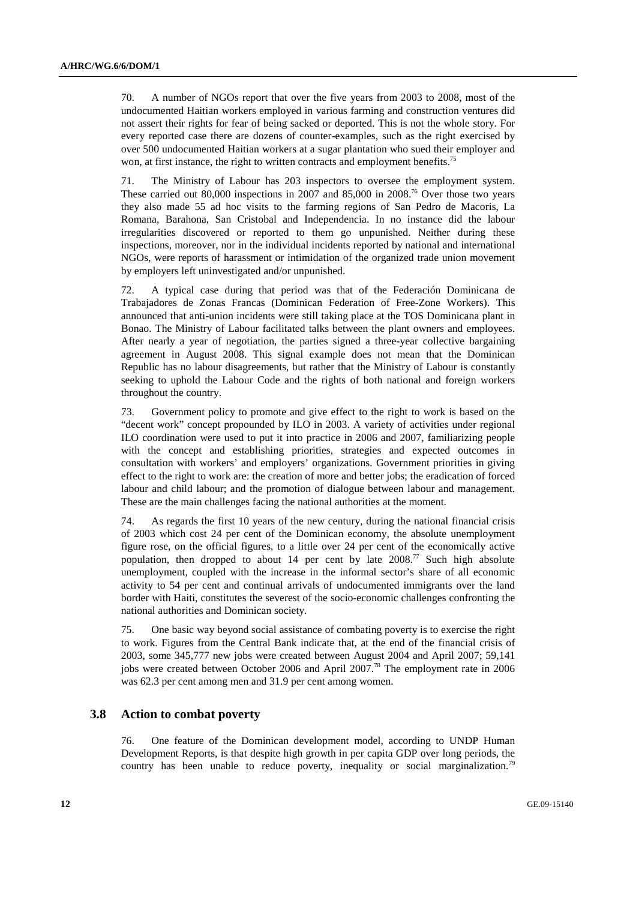70. A number of NGOs report that over the five years from 2003 to 2008, most of the undocumented Haitian workers employed in various farming and construction ventures did not assert their rights for fear of being sacked or deported. This is not the whole story. For every reported case there are dozens of counter-examples, such as the right exercised by over 500 undocumented Haitian workers at a sugar plantation who sued their employer and won, at first instance, the right to written contracts and employment benefits.[75]

71. The Ministry of Labour has 203 inspectors to oversee the employment system. These carried out 80,000 inspections in 2007 and 85,000 in 2008.[76] Over those two years they also made 55 ad hoc visits to the farming regions of San Pedro de Macoris, La Romana, Barahona, San Cristobal and Independencia. In no instance did the labour irregularities discovered or reported to them go unpunished. Neither during these inspections, moreover, nor in the individual incidents reported by national and international NGOs, were reports of harassment or intimidation of the organized trade union movement by employers left uninvestigated and/or unpunished.

72. A typical case during that period was that of the Federación Dominicana de Trabajadores de Zonas Francas (Dominican Federation of Free-Zone Workers). This announced that anti-union incidents were still taking place at the TOS Dominicana plant in Bonao. The Ministry of Labour facilitated talks between the plant owners and employees. After nearly a year of negotiation, the parties signed a three-year collective bargaining agreement in August 2008. This signal example does not mean that the Dominican Republic has no labour disagreements, but rather that the Ministry of Labour is constantly seeking to uphold the Labour Code and the rights of both national and foreign workers throughout the country.

73. Government policy to promote and give effect to the right to work is based on the "decent work" concept propounded by ILO in 2003. A variety of activities under regional ILO coordination were used to put it into practice in 2006 and 2007, familiarizing people with the concept and establishing priorities, strategies and expected outcomes in consultation with workers' and employers' organizations. Government priorities in giving effect to the right to work are: the creation of more and better jobs; the eradication of forced labour and child labour; and the promotion of dialogue between labour and management. These are the main challenges facing the national authorities at the moment.

74. As regards the first 10 years of the new century, during the national financial crisis of 2003 which cost 24 per cent of the Dominican economy, the absolute unemployment figure rose, on the official figures, to a little over 24 per cent of the economically active population, then dropped to about 14 per cent by late 2008.[77] Such high absolute unemployment, coupled with the increase in the informal sector's share of all economic activity to 54 per cent and continual arrivals of undocumented immigrants over the land border with Haiti, constitutes the severest of the socio-economic challenges confronting the national authorities and Dominican society.

75. One basic way beyond social assistance of combating poverty is to exercise the right to work. Figures from the Central Bank indicate that, at the end of the financial crisis of 2003, some 345,777 new jobs were created between August 2004 and April 2007; 59,141 jobs were created between October 2006 and April 2007.[78] The employment rate in 2006 was 62.3 per cent among men and 31.9 per cent among women.

## 3.8 Action to combat poverty

76. One feature of the Dominican development model, according to UNDP Human Development Reports, is that despite high growth in per capita GDP over long periods, the country has been unable to reduce poverty, inequality or social marginalization.[79]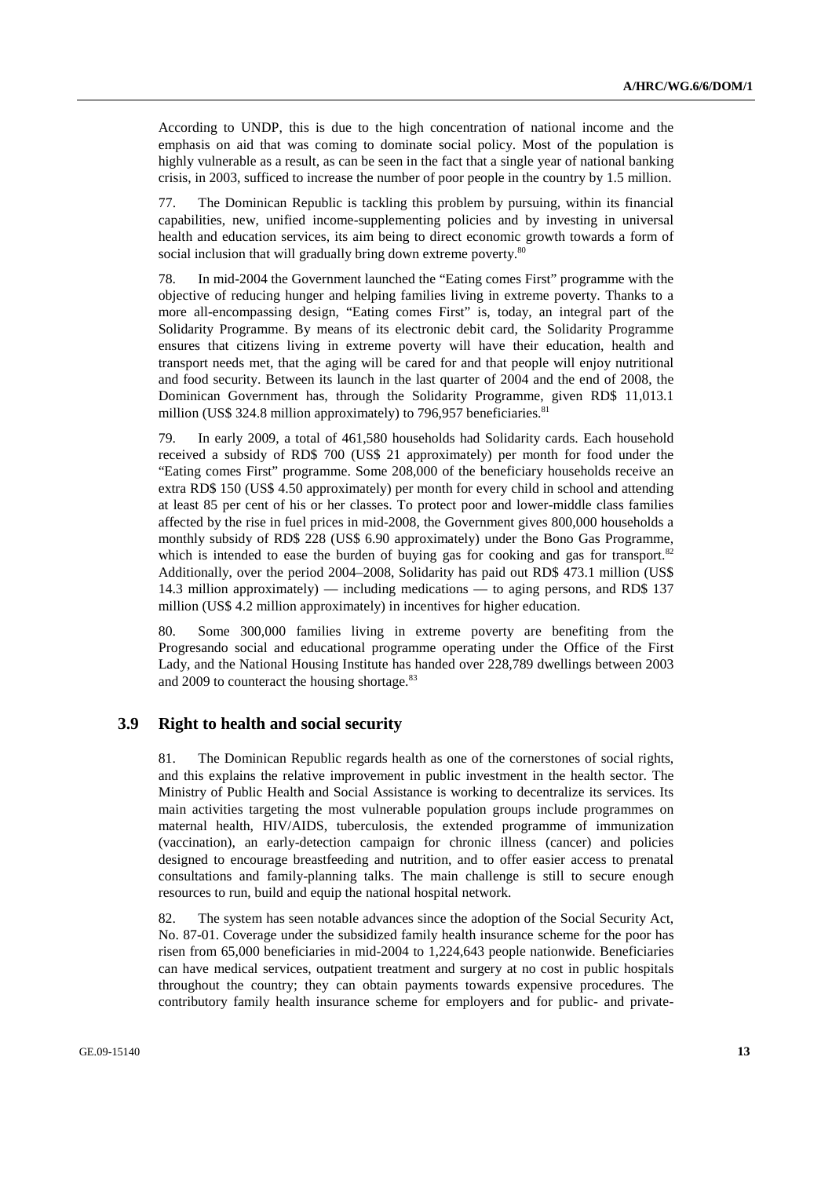According to UNDP, this is due to the high concentration of national income and the emphasis on aid that was coming to dominate social policy. Most of the population is highly vulnerable as a result, as can be seen in the fact that a single year of national banking crisis, in 2003, sufficed to increase the number of poor people in the country by 1.5 million.

77. The Dominican Republic is tackling this problem by pursuing, within its financial capabilities, new, unified income-supplementing policies and by investing in universal health and education services, its aim being to direct economic growth towards a form of social inclusion that will gradually bring down extreme poverty.[80]

78. In mid-2004 the Government launched the "Eating comes First" programme with the objective of reducing hunger and helping families living in extreme poverty. Thanks to a more all-encompassing design, "Eating comes First" is, today, an integral part of the Solidarity Programme. By means of its electronic debit card, the Solidarity Programme ensures that citizens living in extreme poverty will have their education, health and transport needs met, that the aging will be cared for and that people will enjoy nutritional and food security. Between its launch in the last quarter of 2004 and the end of 2008, the Dominican Government has, through the Solidarity Programme, given RD$ 11,013.1 million (US$ 324.8 million approximately) to 796,957 beneficiaries.[81]

79. In early 2009, a total of 461,580 households had Solidarity cards. Each household received a subsidy of RD$ 700 (US$ 21 approximately) per month for food under the "Eating comes First" programme. Some 208,000 of the beneficiary households receive an extra RD$ 150 (US$ 4.50 approximately) per month for every child in school and attending at least 85 per cent of his or her classes. To protect poor and lower-middle class families affected by the rise in fuel prices in mid-2008, the Government gives 800,000 households a monthly subsidy of RD$ 228 (US$ 6.90 approximately) under the Bono Gas Programme, which is intended to ease the burden of buying gas for cooking and gas for transport.[82] Additionally, over the period 2004–2008, Solidarity has paid out RD$ 473.1 million (US$ 14.3 million approximately) — including medications — to aging persons, and RD$ 137 million (US$ 4.2 million approximately) in incentives for higher education.

80. Some 300,000 families living in extreme poverty are benefiting from the Progresando social and educational programme operating under the Office of the First Lady, and the National Housing Institute has handed over 228,789 dwellings between 2003 and 2009 to counteract the housing shortage.[83]

## 3.9 Right to health and social security

81. The Dominican Republic regards health as one of the cornerstones of social rights, and this explains the relative improvement in public investment in the health sector. The Ministry of Public Health and Social Assistance is working to decentralize its services. Its main activities targeting the most vulnerable population groups include programmes on maternal health, HIV/AIDS, tuberculosis, the extended programme of immunization (vaccination), an early-detection campaign for chronic illness (cancer) and policies designed to encourage breastfeeding and nutrition, and to offer easier access to prenatal consultations and family-planning talks. The main challenge is still to secure enough resources to run, build and equip the national hospital network.

82. The system has seen notable advances since the adoption of the Social Security Act, No. 87-01. Coverage under the subsidized family health insurance scheme for the poor has risen from 65,000 beneficiaries in mid-2004 to 1,224,643 people nationwide. Beneficiaries can have medical services, outpatient treatment and surgery at no cost in public hospitals throughout the country; they can obtain payments towards expensive procedures. The contributory family health insurance scheme for employers and for public- and private-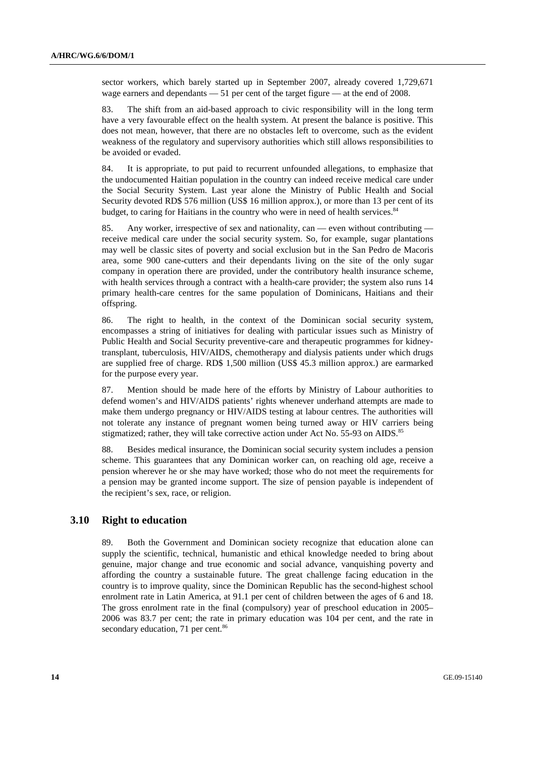sector workers, which barely started up in September 2007, already covered 1,729,671 wage earners and dependants — 51 per cent of the target figure — at the end of 2008.

83. The shift from an aid-based approach to civic responsibility will in the long term have a very favourable effect on the health system. At present the balance is positive. This does not mean, however, that there are no obstacles left to overcome, such as the evident weakness of the regulatory and supervisory authorities which still allows responsibilities to be avoided or evaded.

84. It is appropriate, to put paid to recurrent unfounded allegations, to emphasize that the undocumented Haitian population in the country can indeed receive medical care under the Social Security System. Last year alone the Ministry of Public Health and Social Security devoted RD$ 576 million (US$ 16 million approx.), or more than 13 per cent of its budget, to caring for Haitians in the country who were in need of health services.[84]

85. Any worker, irrespective of sex and nationality, can — even without contributing — receive medical care under the social security system. So, for example, sugar plantations may well be classic sites of poverty and social exclusion but in the San Pedro de Macoris area, some 900 cane-cutters and their dependants living on the site of the only sugar company in operation there are provided, under the contributory health insurance scheme, with health services through a contract with a health-care provider; the system also runs 14 primary health-care centres for the same population of Dominicans, Haitians and their offspring.

86. The right to health, in the context of the Dominican social security system, encompasses a string of initiatives for dealing with particular issues such as Ministry of Public Health and Social Security preventive-care and therapeutic programmes for kidney-transplant, tuberculosis, HIV/AIDS, chemotherapy and dialysis patients under which drugs are supplied free of charge. RD$ 1,500 million (US$ 45.3 million approx.) are earmarked for the purpose every year.

87. Mention should be made here of the efforts by Ministry of Labour authorities to defend women's and HIV/AIDS patients' rights whenever underhand attempts are made to make them undergo pregnancy or HIV/AIDS testing at labour centres. The authorities will not tolerate any instance of pregnant women being turned away or HIV carriers being stigmatized; rather, they will take corrective action under Act No. 55-93 on AIDS.[85]

88. Besides medical insurance, the Dominican social security system includes a pension scheme. This guarantees that any Dominican worker can, on reaching old age, receive a pension wherever he or she may have worked; those who do not meet the requirements for a pension may be granted income support. The size of pension payable is independent of the recipient's sex, race, or religion.

## 3.10 Right to education

89. Both the Government and Dominican society recognize that education alone can supply the scientific, technical, humanistic and ethical knowledge needed to bring about genuine, major change and true economic and social advance, vanquishing poverty and affording the country a sustainable future. The great challenge facing education in the country is to improve quality, since the Dominican Republic has the second-highest school enrolment rate in Latin America, at 91.1 per cent of children between the ages of 6 and 18. The gross enrolment rate in the final (compulsory) year of preschool education in 2005–2006 was 83.7 per cent; the rate in primary education was 104 per cent, and the rate in secondary education, 71 per cent.[86]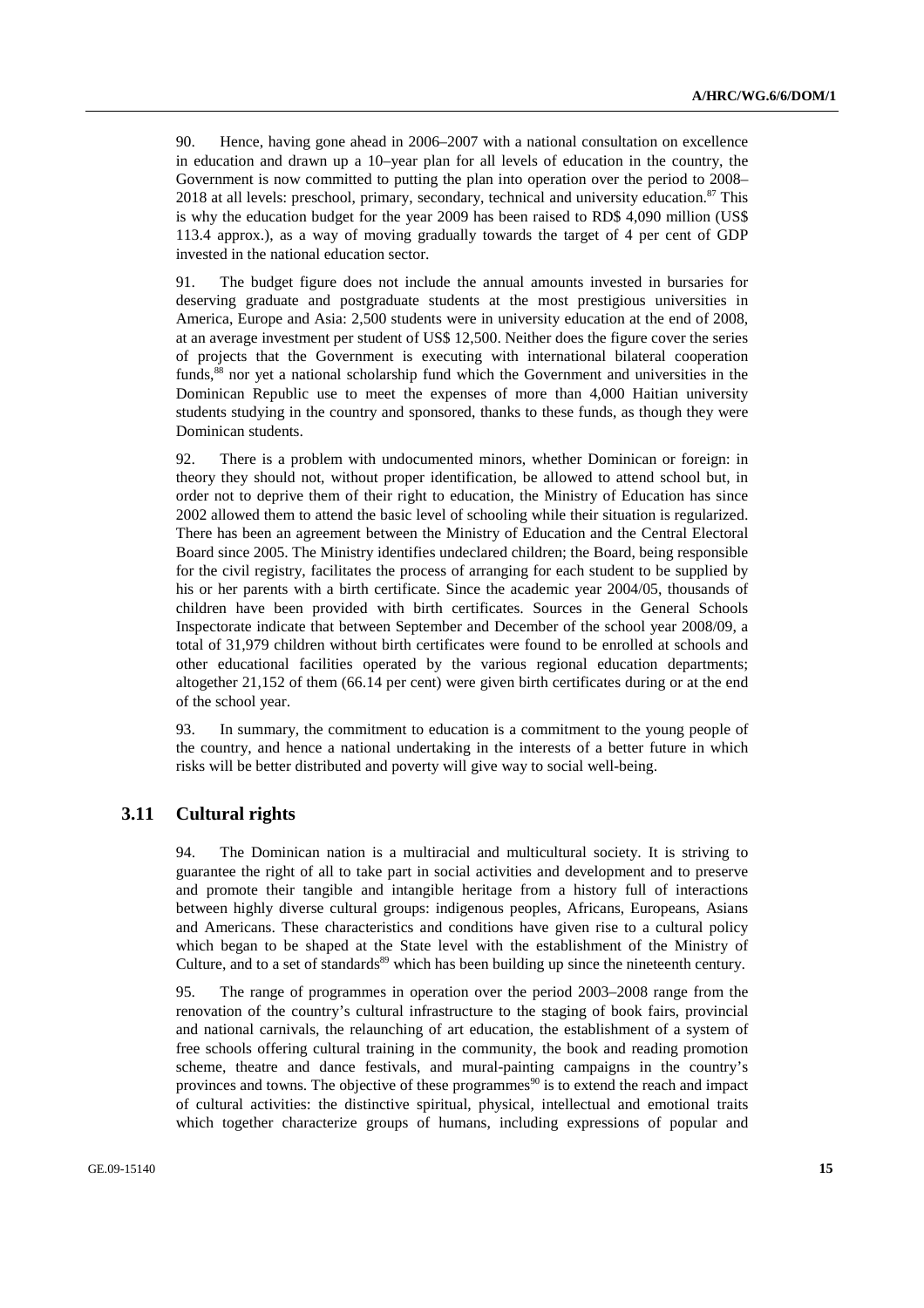90. Hence, having gone ahead in 2006–2007 with a national consultation on excellence in education and drawn up a 10–year plan for all levels of education in the country, the Government is now committed to putting the plan into operation over the period to 2008–2018 at all levels: preschool, primary, secondary, technical and university education.[87] This is why the education budget for the year 2009 has been raised to RD$ 4,090 million (US$ 113.4 approx.), as a way of moving gradually towards the target of 4 per cent of GDP invested in the national education sector.

91. The budget figure does not include the annual amounts invested in bursaries for deserving graduate and postgraduate students at the most prestigious universities in America, Europe and Asia: 2,500 students were in university education at the end of 2008, at an average investment per student of US$ 12,500. Neither does the figure cover the series of projects that the Government is executing with international bilateral cooperation funds,[88] nor yet a national scholarship fund which the Government and universities in the Dominican Republic use to meet the expenses of more than 4,000 Haitian university students studying in the country and sponsored, thanks to these funds, as though they were Dominican students.

92. There is a problem with undocumented minors, whether Dominican or foreign: in theory they should not, without proper identification, be allowed to attend school but, in order not to deprive them of their right to education, the Ministry of Education has since 2002 allowed them to attend the basic level of schooling while their situation is regularized. There has been an agreement between the Ministry of Education and the Central Electoral Board since 2005. The Ministry identifies undeclared children; the Board, being responsible for the civil registry, facilitates the process of arranging for each student to be supplied by his or her parents with a birth certificate. Since the academic year 2004/05, thousands of children have been provided with birth certificates. Sources in the General Schools Inspectorate indicate that between September and December of the school year 2008/09, a total of 31,979 children without birth certificates were found to be enrolled at schools and other educational facilities operated by the various regional education departments; altogether 21,152 of them (66.14 per cent) were given birth certificates during or at the end of the school year.

93. In summary, the commitment to education is a commitment to the young people of the country, and hence a national undertaking in the interests of a better future in which risks will be better distributed and poverty will give way to social well-being.

## 3.11 Cultural rights

94. The Dominican nation is a multiracial and multicultural society. It is striving to guarantee the right of all to take part in social activities and development and to preserve and promote their tangible and intangible heritage from a history full of interactions between highly diverse cultural groups: indigenous peoples, Africans, Europeans, Asians and Americans. These characteristics and conditions have given rise to a cultural policy which began to be shaped at the State level with the establishment of the Ministry of Culture, and to a set of standards[89] which has been building up since the nineteenth century.

95. The range of programmes in operation over the period 2003–2008 range from the renovation of the country's cultural infrastructure to the staging of book fairs, provincial and national carnivals, the relaunching of art education, the establishment of a system of free schools offering cultural training in the community, the book and reading promotion scheme, theatre and dance festivals, and mural-painting campaigns in the country's provinces and towns. The objective of these programmes[90] is to extend the reach and impact of cultural activities: the distinctive spiritual, physical, intellectual and emotional traits which together characterize groups of humans, including expressions of popular and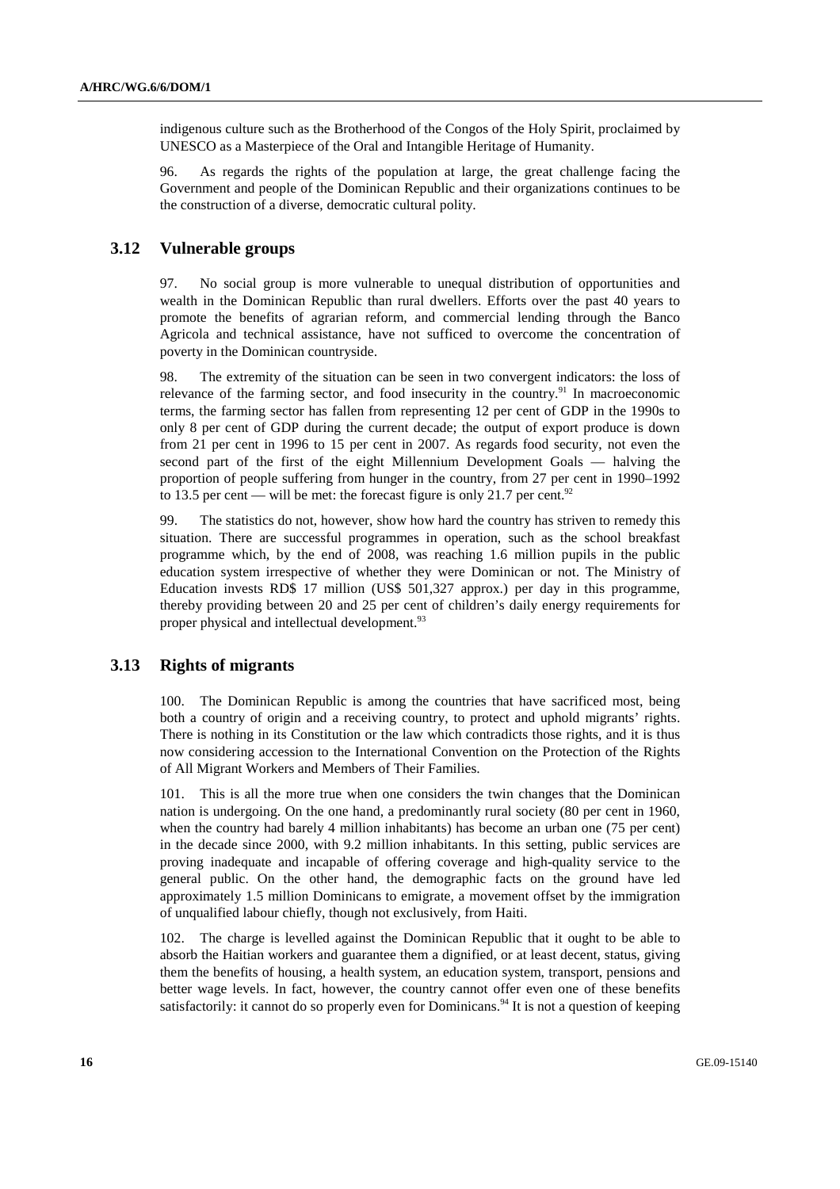indigenous culture such as the Brotherhood of the Congos of the Holy Spirit, proclaimed by UNESCO as a Masterpiece of the Oral and Intangible Heritage of Humanity.

96. As regards the rights of the population at large, the great challenge facing the Government and people of the Dominican Republic and their organizations continues to be the construction of a diverse, democratic cultural polity.

## 3.12 Vulnerable groups

97. No social group is more vulnerable to unequal distribution of opportunities and wealth in the Dominican Republic than rural dwellers. Efforts over the past 40 years to promote the benefits of agrarian reform, and commercial lending through the Banco Agricola and technical assistance, have not sufficed to overcome the concentration of poverty in the Dominican countryside.

98. The extremity of the situation can be seen in two convergent indicators: the loss of relevance of the farming sector, and food insecurity in the country.[91] In macroeconomic terms, the farming sector has fallen from representing 12 per cent of GDP in the 1990s to only 8 per cent of GDP during the current decade; the output of export produce is down from 21 per cent in 1996 to 15 per cent in 2007. As regards food security, not even the second part of the first of the eight Millennium Development Goals — halving the proportion of people suffering from hunger in the country, from 27 per cent in 1990–1992 to 13.5 per cent — will be met: the forecast figure is only 21.7 per cent.[92]

99. The statistics do not, however, show how hard the country has striven to remedy this situation. There are successful programmes in operation, such as the school breakfast programme which, by the end of 2008, was reaching 1.6 million pupils in the public education system irrespective of whether they were Dominican or not. The Ministry of Education invests RD$ 17 million (US$ 501,327 approx.) per day in this programme, thereby providing between 20 and 25 per cent of children's daily energy requirements for proper physical and intellectual development.[93]

## 3.13 Rights of migrants

100. The Dominican Republic is among the countries that have sacrificed most, being both a country of origin and a receiving country, to protect and uphold migrants' rights. There is nothing in its Constitution or the law which contradicts those rights, and it is thus now considering accession to the International Convention on the Protection of the Rights of All Migrant Workers and Members of Their Families.

101. This is all the more true when one considers the twin changes that the Dominican nation is undergoing. On the one hand, a predominantly rural society (80 per cent in 1960, when the country had barely 4 million inhabitants) has become an urban one (75 per cent) in the decade since 2000, with 9.2 million inhabitants. In this setting, public services are proving inadequate and incapable of offering coverage and high-quality service to the general public. On the other hand, the demographic facts on the ground have led approximately 1.5 million Dominicans to emigrate, a movement offset by the immigration of unqualified labour chiefly, though not exclusively, from Haiti.

102. The charge is levelled against the Dominican Republic that it ought to be able to absorb the Haitian workers and guarantee them a dignified, or at least decent, status, giving them the benefits of housing, a health system, an education system, transport, pensions and better wage levels. In fact, however, the country cannot offer even one of these benefits satisfactorily: it cannot do so properly even for Dominicans.[94] It is not a question of keeping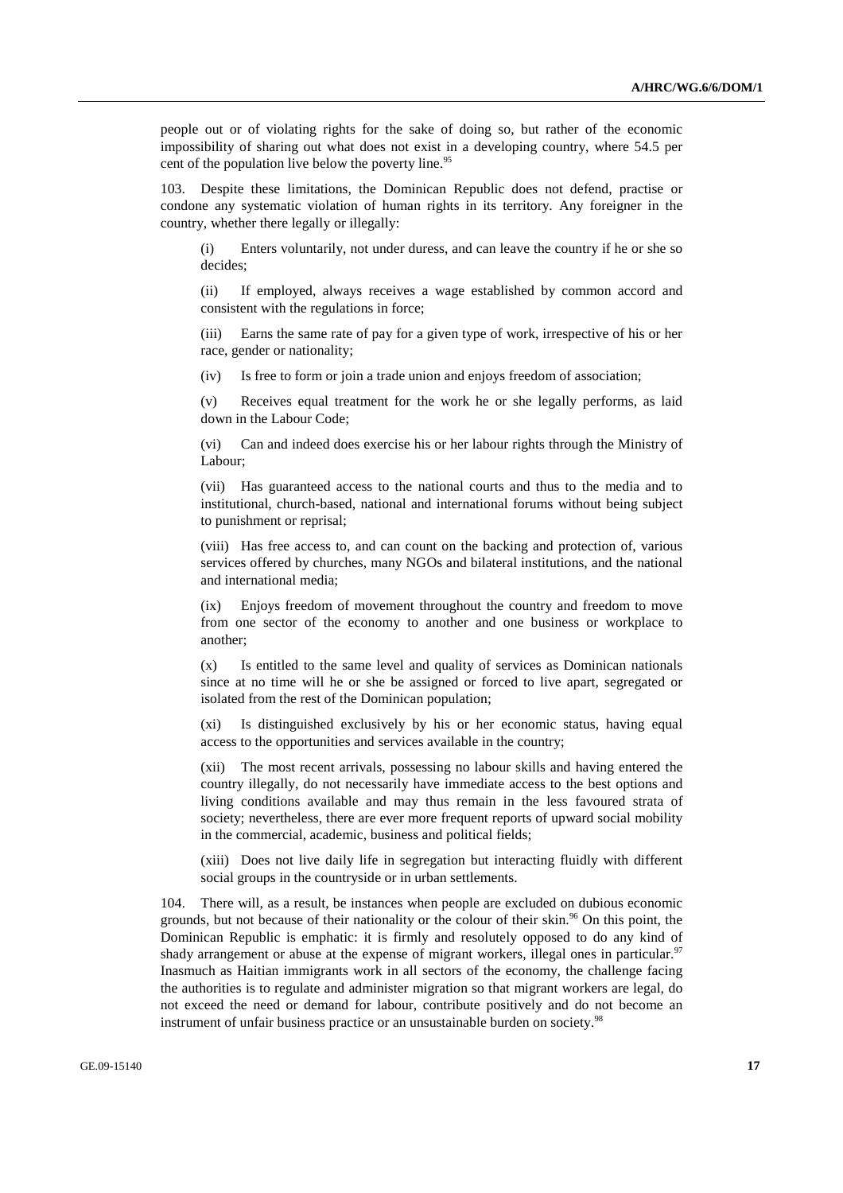people out or of violating rights for the sake of doing so, but rather of the economic impossibility of sharing out what does not exist in a developing country, where 54.5 per cent of the population live below the poverty line.[95]

103. Despite these limitations, the Dominican Republic does not defend, practise or condone any systematic violation of human rights in its territory. Any foreigner in the country, whether there legally or illegally:

(i) Enters voluntarily, not under duress, and can leave the country if he or she so decides;

(ii) If employed, always receives a wage established by common accord and consistent with the regulations in force;

(iii) Earns the same rate of pay for a given type of work, irrespective of his or her race, gender or nationality;

(iv) Is free to form or join a trade union and enjoys freedom of association;

(v) Receives equal treatment for the work he or she legally performs, as laid down in the Labour Code;

(vi) Can and indeed does exercise his or her labour rights through the Ministry of Labour;

(vii) Has guaranteed access to the national courts and thus to the media and to institutional, church-based, national and international forums without being subject to punishment or reprisal;

(viii) Has free access to, and can count on the backing and protection of, various services offered by churches, many NGOs and bilateral institutions, and the national and international media;

(ix) Enjoys freedom of movement throughout the country and freedom to move from one sector of the economy to another and one business or workplace to another;

(x) Is entitled to the same level and quality of services as Dominican nationals since at no time will he or she be assigned or forced to live apart, segregated or isolated from the rest of the Dominican population;

(xi) Is distinguished exclusively by his or her economic status, having equal access to the opportunities and services available in the country;

(xii) The most recent arrivals, possessing no labour skills and having entered the country illegally, do not necessarily have immediate access to the best options and living conditions available and may thus remain in the less favoured strata of society; nevertheless, there are ever more frequent reports of upward social mobility in the commercial, academic, business and political fields;

(xiii) Does not live daily life in segregation but interacting fluidly with different social groups in the countryside or in urban settlements.

104. There will, as a result, be instances when people are excluded on dubious economic grounds, but not because of their nationality or the colour of their skin.[96] On this point, the Dominican Republic is emphatic: it is firmly and resolutely opposed to do any kind of shady arrangement or abuse at the expense of migrant workers, illegal ones in particular.[97] Inasmuch as Haitian immigrants work in all sectors of the economy, the challenge facing the authorities is to regulate and administer migration so that migrant workers are legal, do not exceed the need or demand for labour, contribute positively and do not become an instrument of unfair business practice or an unsustainable burden on society.[98]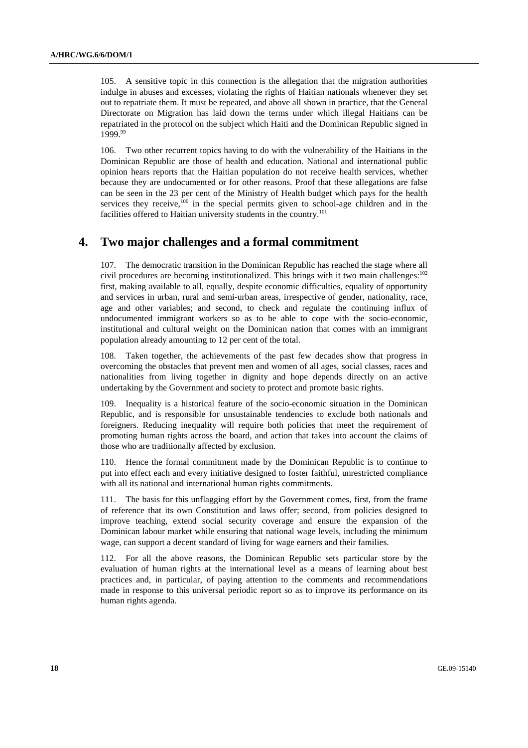105. A sensitive topic in this connection is the allegation that the migration authorities indulge in abuses and excesses, violating the rights of Haitian nationals whenever they set out to repatriate them. It must be repeated, and above all shown in practice, that the General Directorate on Migration has laid down the terms under which illegal Haitians can be repatriated in the protocol on the subject which Haiti and the Dominican Republic signed in 1999.[99]

106. Two other recurrent topics having to do with the vulnerability of the Haitians in the Dominican Republic are those of health and education. National and international public opinion hears reports that the Haitian population do not receive health services, whether because they are undocumented or for other reasons. Proof that these allegations are false can be seen in the 23 per cent of the Ministry of Health budget which pays for the health services they receive,[100] in the special permits given to school-age children and in the facilities offered to Haitian university students in the country.[101]

## 4. Two major challenges and a formal commitment

107. The democratic transition in the Dominican Republic has reached the stage where all civil procedures are becoming institutionalized. This brings with it two main challenges:[102] first, making available to all, equally, despite economic difficulties, equality of opportunity and services in urban, rural and semi-urban areas, irrespective of gender, nationality, race, age and other variables; and second, to check and regulate the continuing influx of undocumented immigrant workers so as to be able to cope with the socio-economic, institutional and cultural weight on the Dominican nation that comes with an immigrant population already amounting to 12 per cent of the total.

108. Taken together, the achievements of the past few decades show that progress in overcoming the obstacles that prevent men and women of all ages, social classes, races and nationalities from living together in dignity and hope depends directly on an active undertaking by the Government and society to protect and promote basic rights.

109. Inequality is a historical feature of the socio-economic situation in the Dominican Republic, and is responsible for unsustainable tendencies to exclude both nationals and foreigners. Reducing inequality will require both policies that meet the requirement of promoting human rights across the board, and action that takes into account the claims of those who are traditionally affected by exclusion.

110. Hence the formal commitment made by the Dominican Republic is to continue to put into effect each and every initiative designed to foster faithful, unrestricted compliance with all its national and international human rights commitments.

111. The basis for this unflagging effort by the Government comes, first, from the frame of reference that its own Constitution and laws offer; second, from policies designed to improve teaching, extend social security coverage and ensure the expansion of the Dominican labour market while ensuring that national wage levels, including the minimum wage, can support a decent standard of living for wage earners and their families.

112. For all the above reasons, the Dominican Republic sets particular store by the evaluation of human rights at the international level as a means of learning about best practices and, in particular, of paying attention to the comments and recommendations made in response to this universal periodic report so as to improve its performance on its human rights agenda.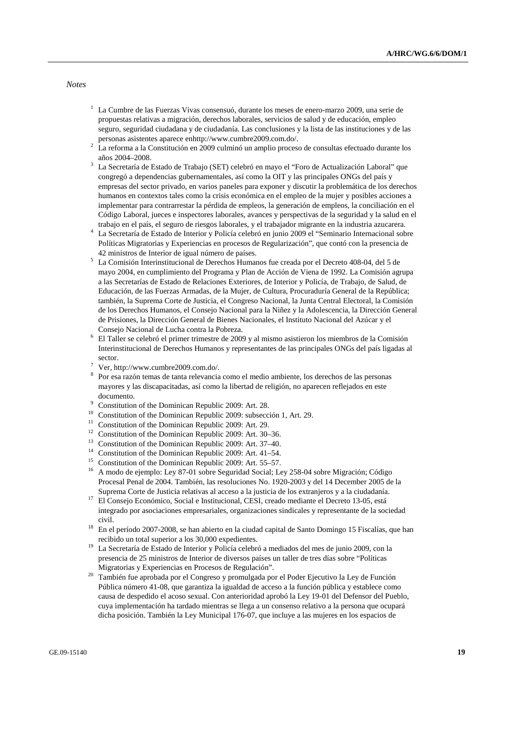*Notes*

[1] La Cumbre de las Fuerzas Vivas consensuó, durante los meses de enero-marzo 2009, una serie de propuestas relativas a migración, derechos laborales, servicios de salud y de educación, empleo seguro, seguridad ciudadana y de ciudadanía. Las conclusiones y la lista de las instituciones y de las personas asistentes aparece enhttp://www.cumbre2009.com.do/.

[2] La reforma a la Constitución en 2009 culminó un amplio proceso de consultas efectuado durante los años 2004–2008.

[3] La Secretaría de Estado de Trabajo (SET) celebró en mayo el "Foro de Actualización Laboral" que congregó a dependencias gubernamentales, así como la OIT y las principales ONGs del país y empresas del sector privado, en varios paneles para exponer y discutir la problemática de los derechos humanos en contextos tales como la crisis económica en el empleo de la mujer y posibles acciones a implementar para contrarrestar la pérdida de empleos, la generación de empleos, la conciliación en el Código Laboral, jueces e inspectores laborales, avances y perspectivas de la seguridad y la salud en el trabajo en el país, el seguro de riesgos laborales, y el trabajador migrante en la industria azucarera.

[4] La Secretaría de Estado de Interior y Policía celebró en junio 2009 el "Seminario Internacional sobre Políticas Migratorias y Experiencias en procesos de Regularización", que contó con la presencia de 42 ministros de Interior de igual número de países.

[5] La Comisión Interinstitucional de Derechos Humanos fue creada por el Decreto 408-04, del 5 de mayo 2004, en cumplimiento del Programa y Plan de Acción de Viena de 1992. La Comisión agrupa a las Secretarías de Estado de Relaciones Exteriores, de Interior y Policía, de Trabajo, de Salud, de Educación, de las Fuerzas Armadas, de la Mujer, de Cultura, Procuraduría General de la República; también, la Suprema Corte de Justicia, el Congreso Nacional, la Junta Central Electoral, la Comisión de los Derechos Humanos, el Consejo Nacional para la Niñez y la Adolescencia, la Dirección General de Prisiones, la Dirección General de Bienes Nacionales, el Instituto Nacional del Azúcar y el Consejo Nacional de Lucha contra la Pobreza.

[6] El Taller se celebró el primer trimestre de 2009 y al mismo asistieron los miembros de la Comisión Interinstitucional de Derechos Humanos y representantes de las principales ONGs del país ligadas al sector.

[7] Ver, http://www.cumbre2009.com.do/.

[8] Por esa razón temas de tanta relevancia como el medio ambiente, los derechos de las personas mayores y las discapacitadas, así como la libertad de religión, no aparecen reflejados en este documento.

[9] Constitution of the Dominican Republic 2009: Art. 28.

[10] Constitution of the Dominican Republic 2009: subsección 1, Art. 29.

[11] Constitution of the Dominican Republic 2009: Art. 29.

[12] Constitution of the Dominican Republic 2009: Art. 30–36.

[13] Constitution of the Dominican Republic 2009: Art. 37–40.

[14] Constitution of the Dominican Republic 2009: Art. 41–54.

[15] Constitution of the Dominican Republic 2009: Art. 55–57.

[16] A modo de ejemplo: Ley 87-01 sobre Seguridad Social; Ley 258-04 sobre Migración; Código Procesal Penal de 2004. También, las resoluciones No. 1920-2003 y del 14 December 2005 de la Suprema Corte de Justicia relativas al acceso a la justicia de los extranjeros y a la ciudadanía.

[17] El Consejo Económico, Social e Institucional, CESI, creado mediante el Decreto 13-05, está integrado por asociaciones empresariales, organizaciones sindicales y representante de la sociedad civil.

[18] En el período 2007-2008, se han abierto en la ciudad capital de Santo Domingo 15 Fiscalías, que han recibido un total superior a los 30,000 expedientes.

[19] La Secretaría de Estado de Interior y Policía celebró a mediados del mes de junio 2009, con la presencia de 25 ministros de Interior de diversos países un taller de tres días sobre "Políticas Migratorias y Experiencias en Procesos de Regulación".

[20] También fue aprobada por el Congreso y promulgada por el Poder Ejecutivo la Ley de Función Pública número 41-08, que garantiza la igualdad de acceso a la función pública y establece como causa de despedido el acoso sexual. Con anterioridad aprobó la Ley 19-01 del Defensor del Pueblo, cuya implementación ha tardado mientras se llega a un consenso relativo a la persona que ocupará dicha posición. También la Ley Municipal 176-07, que incluye a las mujeres en los espacios de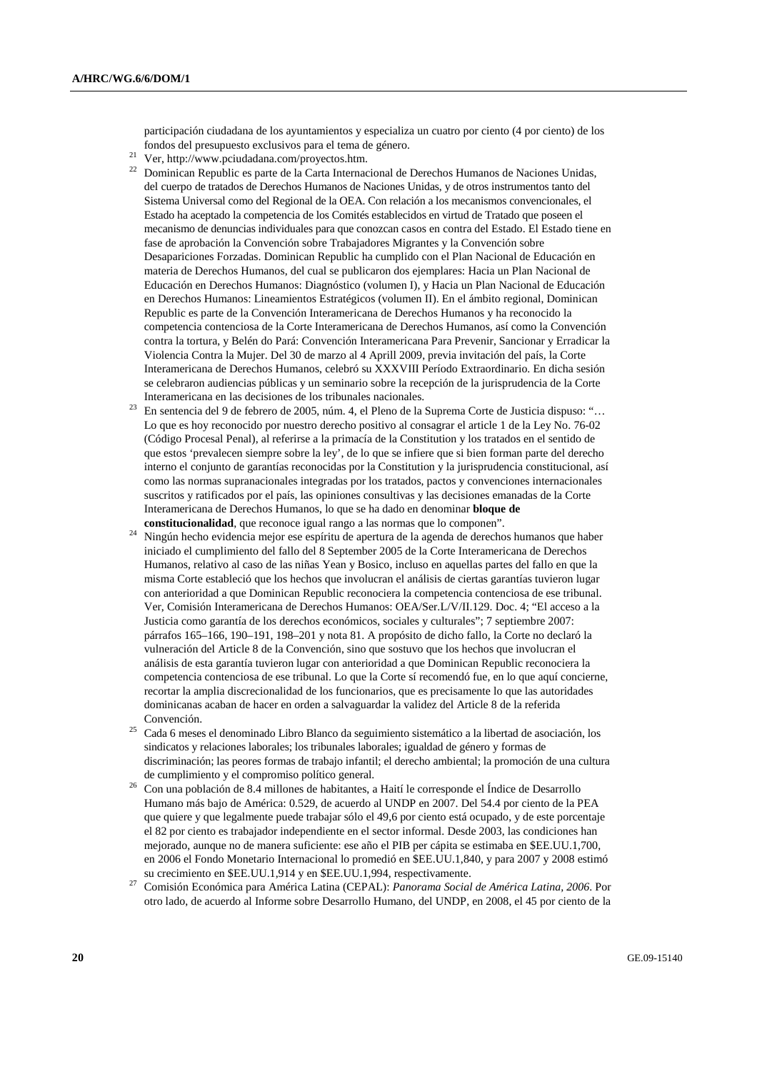participación ciudadana de los ayuntamientos y especializa un cuatro por ciento (4 por ciento) de los fondos del presupuesto exclusivos para el tema de género.

[21] Ver, http://www.pciudadana.com/proyectos.htm.

[22] Dominican Republic es parte de la Carta Internacional de Derechos Humanos de Naciones Unidas, del cuerpo de tratados de Derechos Humanos de Naciones Unidas, y de otros instrumentos tanto del Sistema Universal como del Regional de la OEA. Con relación a los mecanismos convencionales, el Estado ha aceptado la competencia de los Comités establecidos en virtud de Tratado que poseen el mecanismo de denuncias individuales para que conozcan casos en contra del Estado. El Estado tiene en fase de aprobación la Convención sobre Trabajadores Migrantes y la Convención sobre Desapariciones Forzadas. Dominican Republic ha cumplido con el Plan Nacional de Educación en materia de Derechos Humanos, del cual se publicaron dos ejemplares: Hacia un Plan Nacional de Educación en Derechos Humanos: Diagnóstico (volumen I), y Hacia un Plan Nacional de Educación en Derechos Humanos: Lineamientos Estratégicos (volumen II). En el ámbito regional, Dominican Republic es parte de la Convención Interamericana de Derechos Humanos y ha reconocido la competencia contenciosa de la Corte Interamericana de Derechos Humanos, así como la Convención contra la tortura, y Belén do Pará: Convención Interamericana Para Prevenir, Sancionar y Erradicar la Violencia Contra la Mujer. Del 30 de marzo al 4 Aprill 2009, previa invitación del país, la Corte Interamericana de Derechos Humanos, celebró su XXXVIII Período Extraordinario. En dicha sesión se celebraron audiencias públicas y un seminario sobre la recepción de la jurisprudencia de la Corte Interamericana en las decisiones de los tribunales nacionales.

[23] En sentencia del 9 de febrero de 2005, núm. 4, el Pleno de la Suprema Corte de Justicia dispuso: "… Lo que es hoy reconocido por nuestro derecho positivo al consagrar el article 1 de la Ley No. 76-02 (Código Procesal Penal), al referirse a la primacía de la Constitution y los tratados en el sentido de que estos 'prevalecen siempre sobre la ley', de lo que se infiere que si bien forman parte del derecho interno el conjunto de garantías reconocidas por la Constitution y la jurisprudencia constitucional, así como las normas supranacionales integradas por los tratados, pactos y convenciones internacionales suscritos y ratificados por el país, las opiniones consultivas y las decisiones emanadas de la Corte Interamericana de Derechos Humanos, lo que se ha dado en denominar **bloque de constitucionalidad**, que reconoce igual rango a las normas que lo componen".

[24] Ningún hecho evidencia mejor ese espíritu de apertura de la agenda de derechos humanos que haber iniciado el cumplimiento del fallo del 8 September 2005 de la Corte Interamericana de Derechos Humanos, relativo al caso de las niñas Yean y Bosico, incluso en aquellas partes del fallo en que la misma Corte estableció que los hechos que involucran el análisis de ciertas garantías tuvieron lugar con anterioridad a que Dominican Republic reconociera la competencia contenciosa de ese tribunal. Ver, Comisión Interamericana de Derechos Humanos: OEA/Ser.L/V/II.129. Doc. 4; "El acceso a la Justicia como garantía de los derechos económicos, sociales y culturales"; 7 septiembre 2007: párrafos 165–166, 190–191, 198–201 y nota 81. A propósito de dicho fallo, la Corte no declaró la vulneración del Article 8 de la Convención, sino que sostuvo que los hechos que involucran el análisis de esta garantía tuvieron lugar con anterioridad a que Dominican Republic reconociera la competencia contenciosa de ese tribunal. Lo que la Corte sí recomendó fue, en lo que aquí concierne, recortar la amplia discrecionalidad de los funcionarios, que es precisamente lo que las autoridades dominicanas acaban de hacer en orden a salvaguardar la validez del Article 8 de la referida Convención.

[25] Cada 6 meses el denominado Libro Blanco da seguimiento sistemático a la libertad de asociación, los sindicatos y relaciones laborales; los tribunales laborales; igualdad de género y formas de discriminación; las peores formas de trabajo infantil; el derecho ambiental; la promoción de una cultura de cumplimiento y el compromiso político general.

[26] Con una población de 8.4 millones de habitantes, a Haití le corresponde el Índice de Desarrollo Humano más bajo de América: 0.529, de acuerdo al UNDP en 2007. Del 54.4 por ciento de la PEA que quiere y que legalmente puede trabajar sólo el 49,6 por ciento está ocupado, y de este porcentaje el 82 por ciento es trabajador independiente en el sector informal. Desde 2003, las condiciones han mejorado, aunque no de manera suficiente: ese año el PIB per cápita se estimaba en $EE.UU.1,700, en 2006 el Fondo Monetario Internacional lo promedió en $EE.UU.1,840, y para 2007 y 2008 estimó su crecimiento en $EE.UU.1,914 y en $EE.UU.1,994, respectivamente.

[27] Comisión Económica para América Latina (CEPAL): *Panorama Social de América Latina, 2006*. Por otro lado, de acuerdo al Informe sobre Desarrollo Humano, del UNDP, en 2008, el 45 por ciento de la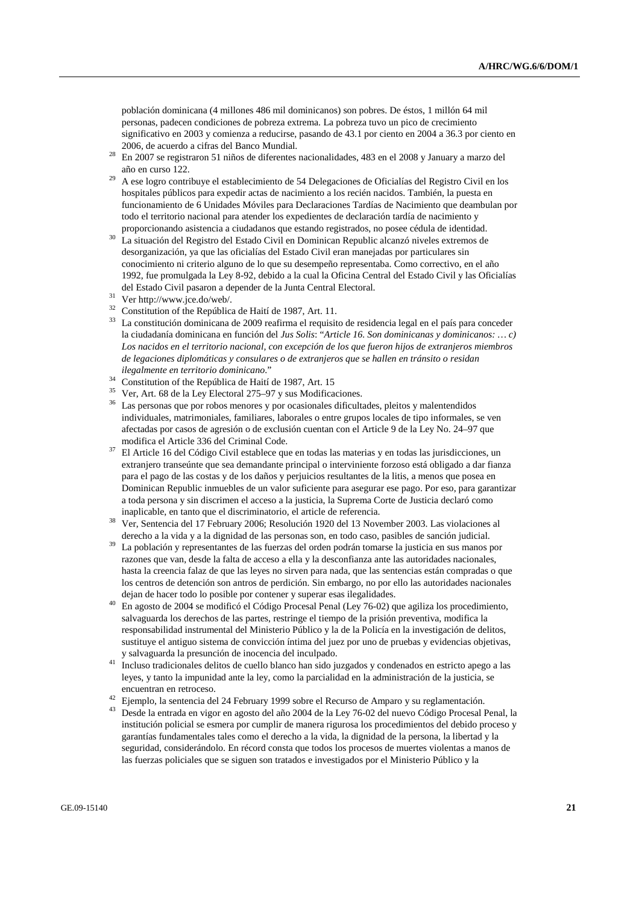población dominicana (4 millones 486 mil dominicanos) son pobres. De éstos, 1 millón 64 mil personas, padecen condiciones de pobreza extrema. La pobreza tuvo un pico de crecimiento significativo en 2003 y comienza a reducirse, pasando de 43.1 por ciento en 2004 a 36.3 por ciento en 2006, de acuerdo a cifras del Banco Mundial.

[28] En 2007 se registraron 51 niños de diferentes nacionalidades, 483 en el 2008 y January a marzo del año en curso 122.

[29] A ese logro contribuye el establecimiento de 54 Delegaciones de Oficialías del Registro Civil en los hospitales públicos para expedir actas de nacimiento a los recién nacidos. También, la puesta en funcionamiento de 6 Unidades Móviles para Declaraciones Tardías de Nacimiento que deambulan por todo el territorio nacional para atender los expedientes de declaración tardía de nacimiento y proporcionando asistencia a ciudadanos que estando registrados, no posee cédula de identidad.

[30] La situación del Registro del Estado Civil en Dominican Republic alcanzó niveles extremos de desorganización, ya que las oficialías del Estado Civil eran manejadas por particulares sin conocimiento ni criterio alguno de lo que su desempeño representaba. Como correctivo, en el año 1992, fue promulgada la Ley 8-92, debido a la cual la Oficina Central del Estado Civil y las Oficialías del Estado Civil pasaron a depender de la Junta Central Electoral.

[31] Ver http://www.jce.do/web/.

[32] Constitution of the República de Haití de 1987, Art. 11.

[33] La constitución dominicana de 2009 reafirma el requisito de residencia legal en el país para conceder la ciudadanía dominicana en función del *Jus Solis*: "*Article 16. Son dominicanas y dominicanos: … c) Los nacidos en el territorio nacional, con excepción de los que fueron hijos de extranjeros miembros de legaciones diplomáticas y consulares o de extranjeros que se hallen en tránsito o residan ilegalmente en territorio dominicano*."

[34] Constitution of the República de Haití de 1987, Art. 15

[35] Ver, Art. 68 de la Ley Electoral 275–97 y sus Modificaciones.

[36] Las personas que por robos menores y por ocasionales dificultades, pleitos y malentendidos individuales, matrimoniales, familiares, laborales o entre grupos locales de tipo informales, se ven afectadas por casos de agresión o de exclusión cuentan con el Article 9 de la Ley No. 24–97 que modifica el Article 336 del Criminal Code.

[37] El Article 16 del Código Civil establece que en todas las materias y en todas las jurisdicciones, un extranjero transeúnte que sea demandante principal o interviniente forzoso está obligado a dar fianza para el pago de las costas y de los daños y perjuicios resultantes de la litis, a menos que posea en Dominican Republic inmuebles de un valor suficiente para asegurar ese pago. Por eso, para garantizar a toda persona y sin discrimen el acceso a la justicia, la Suprema Corte de Justicia declaró como inaplicable, en tanto que el discriminatorio, el article de referencia.

[38] Ver, Sentencia del 17 February 2006; Resolución 1920 del 13 November 2003. Las violaciones al derecho a la vida y a la dignidad de las personas son, en todo caso, pasibles de sanción judicial.

[39] La población y representantes de las fuerzas del orden podrán tomarse la justicia en sus manos por razones que van, desde la falta de acceso a ella y la desconfianza ante las autoridades nacionales, hasta la creencia falaz de que las leyes no sirven para nada, que las sentencias están compradas o que los centros de detención son antros de perdición. Sin embargo, no por ello las autoridades nacionales dejan de hacer todo lo posible por contener y superar esas ilegalidades.

[40] En agosto de 2004 se modificó el Código Procesal Penal (Ley 76-02) que agiliza los procedimiento, salvaguarda los derechos de las partes, restringe el tiempo de la prisión preventiva, modifica la responsabilidad instrumental del Ministerio Público y la de la Policía en la investigación de delitos, sustituye el antiguo sistema de convicción íntima del juez por uno de pruebas y evidencias objetivas, y salvaguarda la presunción de inocencia del inculpado.

[41] Incluso tradicionales delitos de cuello blanco han sido juzgados y condenados en estricto apego a las leyes, y tanto la impunidad ante la ley, como la parcialidad en la administración de la justicia, se encuentran en retroceso.

[42] Ejemplo, la sentencia del 24 February 1999 sobre el Recurso de Amparo y su reglamentación.

[43] Desde la entrada en vigor en agosto del año 2004 de la Ley 76-02 del nuevo Código Procesal Penal, la institución policial se esmera por cumplir de manera rigurosa los procedimientos del debido proceso y garantías fundamentales tales como el derecho a la vida, la dignidad de la persona, la libertad y la seguridad, considerándolo. En récord consta que todos los procesos de muertes violentas a manos de las fuerzas policiales que se siguen son tratados e investigados por el Ministerio Público y la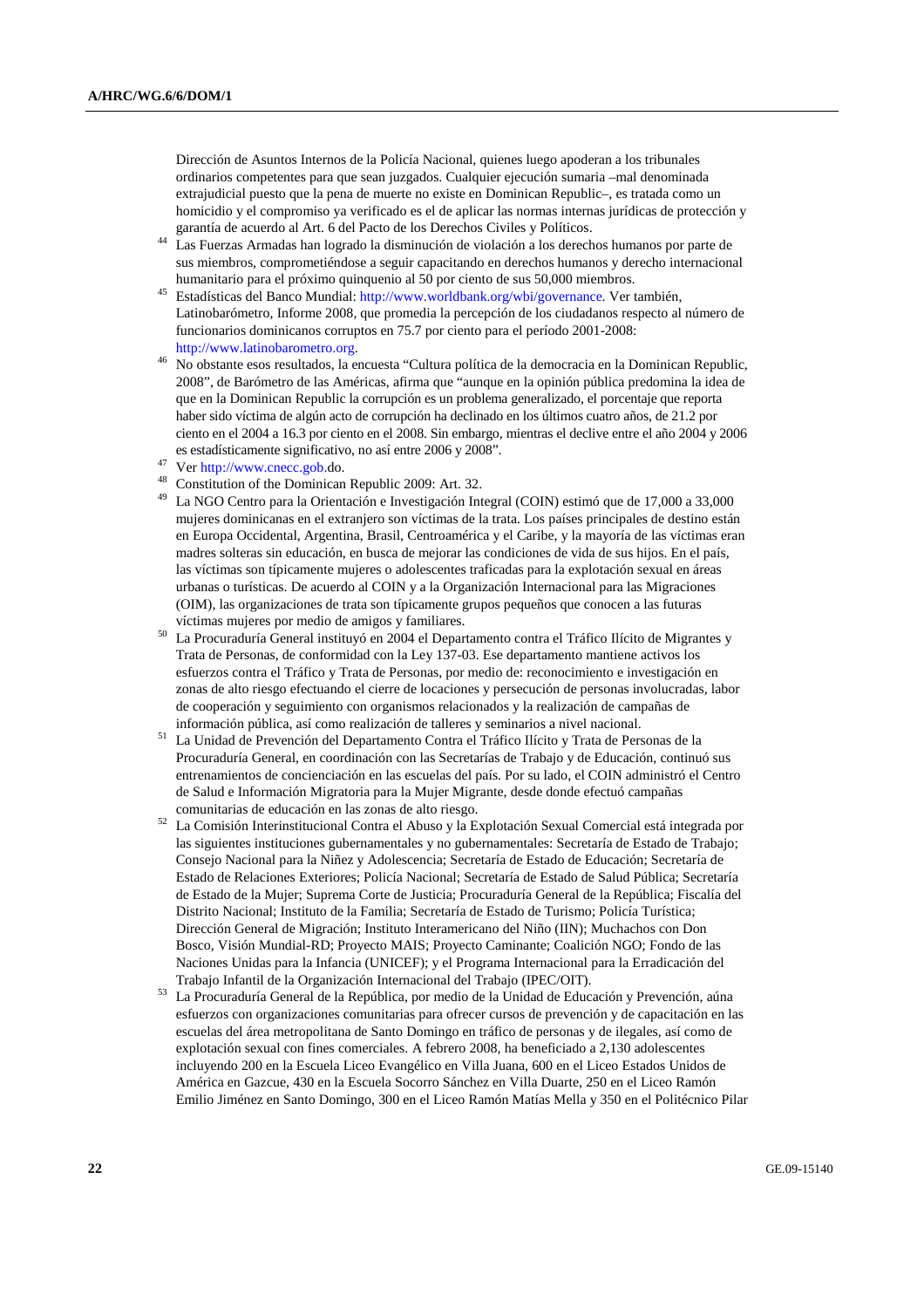Dirección de Asuntos Internos de la Policía Nacional, quienes luego apoderan a los tribunales ordinarios competentes para que sean juzgados. Cualquier ejecución sumaria –mal denominada extrajudicial puesto que la pena de muerte no existe en Dominican Republic–, es tratada como un homicidio y el compromiso ya verificado es el de aplicar las normas internas jurídicas de protección y garantía de acuerdo al Art. 6 del Pacto de los Derechos Civiles y Políticos.

[44] Las Fuerzas Armadas han logrado la disminución de violación a los derechos humanos por parte de sus miembros, comprometiéndose a seguir capacitando en derechos humanos y derecho internacional humanitario para el próximo quinquenio al 50 por ciento de sus 50,000 miembros.

[45] Estadísticas del Banco Mundial: http://www.worldbank.org/wbi/governance. Ver también, Latinobarómetro, Informe 2008, que promedia la percepción de los ciudadanos respecto al número de funcionarios dominicanos corruptos en 75.7 por ciento para el período 2001-2008: http://www.latinobarometro.org.

[46] No obstante esos resultados, la encuesta "Cultura política de la democracia en la Dominican Republic, 2008", de Barómetro de las Américas, afirma que "aunque en la opinión pública predomina la idea de que en la Dominican Republic la corrupción es un problema generalizado, el porcentaje que reporta haber sido víctima de algún acto de corrupción ha declinado en los últimos cuatro años, de 21.2 por ciento en el 2004 a 16.3 por ciento en el 2008. Sin embargo, mientras el declive entre el año 2004 y 2006 es estadísticamente significativo, no así entre 2006 y 2008".

[47] Ver http://www.cnecc.gob.do.

[48] Constitution of the Dominican Republic 2009: Art. 32.

[49] La NGO Centro para la Orientación e Investigación Integral (COIN) estimó que de 17,000 a 33,000 mujeres dominicanas en el extranjero son víctimas de la trata. Los países principales de destino están en Europa Occidental, Argentina, Brasil, Centroamérica y el Caribe, y la mayoría de las víctimas eran madres solteras sin educación, en busca de mejorar las condiciones de vida de sus hijos. En el país, las víctimas son típicamente mujeres o adolescentes traficadas para la explotación sexual en áreas urbanas o turísticas. De acuerdo al COIN y a la Organización Internacional para las Migraciones (OIM), las organizaciones de trata son típicamente grupos pequeños que conocen a las futuras víctimas mujeres por medio de amigos y familiares.

[50] La Procuraduría General instituyó en 2004 el Departamento contra el Tráfico Ilícito de Migrantes y Trata de Personas, de conformidad con la Ley 137-03. Ese departamento mantiene activos los esfuerzos contra el Tráfico y Trata de Personas, por medio de: reconocimiento e investigación en zonas de alto riesgo efectuando el cierre de locaciones y persecución de personas involucradas, labor de cooperación y seguimiento con organismos relacionados y la realización de campañas de información pública, así como realización de talleres y seminarios a nivel nacional.

[51] La Unidad de Prevención del Departamento Contra el Tráfico Ilícito y Trata de Personas de la Procuraduría General, en coordinación con las Secretarías de Trabajo y de Educación, continuó sus entrenamientos de concienciación en las escuelas del país. Por su lado, el COIN administró el Centro de Salud e Información Migratoria para la Mujer Migrante, desde donde efectuó campañas comunitarias de educación en las zonas de alto riesgo.

[52] La Comisión Interinstitucional Contra el Abuso y la Explotación Sexual Comercial está integrada por las siguientes instituciones gubernamentales y no gubernamentales: Secretaría de Estado de Trabajo; Consejo Nacional para la Niñez y Adolescencia; Secretaría de Estado de Educación; Secretaría de Estado de Relaciones Exteriores; Policía Nacional; Secretaría de Estado de Salud Pública; Secretaría de Estado de la Mujer; Suprema Corte de Justicia; Procuraduría General de la República; Fiscalía del Distrito Nacional; Instituto de la Familia; Secretaría de Estado de Turismo; Policía Turística; Dirección General de Migración; Instituto Interamericano del Niño (IIN); Muchachos con Don Bosco, Visión Mundial-RD; Proyecto MAIS; Proyecto Caminante; Coalición NGO; Fondo de las Naciones Unidas para la Infancia (UNICEF); y el Programa Internacional para la Erradicación del Trabajo Infantil de la Organización Internacional del Trabajo (IPEC/OIT).

[53] La Procuraduría General de la República, por medio de la Unidad de Educación y Prevención, aúna esfuerzos con organizaciones comunitarias para ofrecer cursos de prevención y de capacitación en las escuelas del área metropolitana de Santo Domingo en tráfico de personas y de ilegales, así como de explotación sexual con fines comerciales. A febrero 2008, ha beneficiado a 2,130 adolescentes incluyendo 200 en la Escuela Liceo Evangélico en Villa Juana, 600 en el Liceo Estados Unidos de América en Gazcue, 430 en la Escuela Socorro Sánchez en Villa Duarte, 250 en el Liceo Ramón Emilio Jiménez en Santo Domingo, 300 en el Liceo Ramón Matías Mella y 350 en el Politécnico Pilar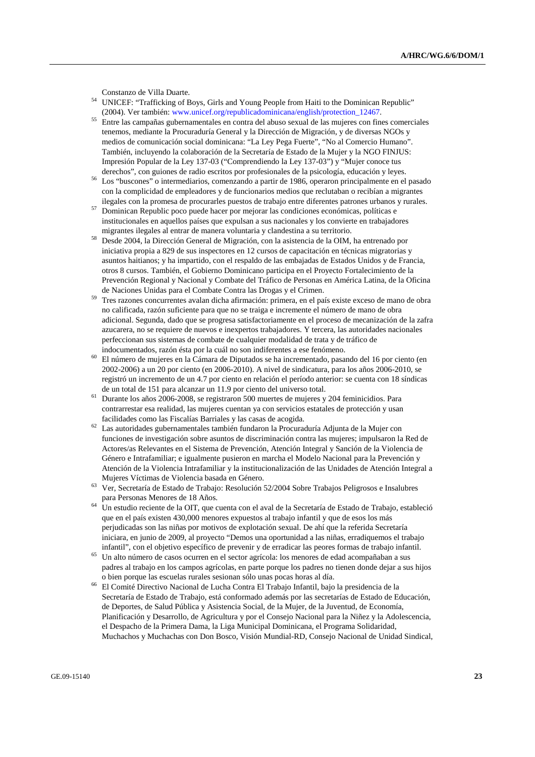Constanzo de Villa Duarte.

[54] UNICEF: "Trafficking of Boys, Girls and Young People from Haiti to the Dominican Republic" (2004). Ver también: www.unicef.org/republicadominicana/english/protection_12467.

[55] Entre las campañas gubernamentales en contra del abuso sexual de las mujeres con fines comerciales tenemos, mediante la Procuraduría General y la Dirección de Migración, y de diversas NGOs y medios de comunicación social dominicana: "La Ley Pega Fuerte", "No al Comercio Humano". También, incluyendo la colaboración de la Secretaría de Estado de la Mujer y la NGO FINJUS: Impresión Popular de la Ley 137-03 ("Comprendiendo la Ley 137-03") y "Mujer conoce tus derechos", con guiones de radio escritos por profesionales de la psicología, educación y leyes.

[56] Los "buscones" o intermediarios, comenzando a partir de 1986, operaron principalmente en el pasado con la complicidad de empleadores y de funcionarios medios que reclutaban o recibían a migrantes ilegales con la promesa de procurarles puestos de trabajo entre diferentes patrones urbanos y rurales.

[57] Dominican Republic poco puede hacer por mejorar las condiciones económicas, políticas e institucionales en aquellos países que expulsan a sus nacionales y los convierte en trabajadores migrantes ilegales al entrar de manera voluntaria y clandestina a su territorio.

[58] Desde 2004, la Dirección General de Migración, con la asistencia de la OIM, ha entrenado por iniciativa propia a 829 de sus inspectores en 12 cursos de capacitación en técnicas migratorias y asuntos haitianos; y ha impartido, con el respaldo de las embajadas de Estados Unidos y de Francia, otros 8 cursos. También, el Gobierno Dominicano participa en el Proyecto Fortalecimiento de la Prevención Regional y Nacional y Combate del Tráfico de Personas en América Latina, de la Oficina de Naciones Unidas para el Combate Contra las Drogas y el Crimen.

[59] Tres razones concurrentes avalan dicha afirmación: primera, en el país existe exceso de mano de obra no calificada, razón suficiente para que no se traiga e incremente el número de mano de obra adicional. Segunda, dado que se progresa satisfactoriamente en el proceso de mecanización de la zafra azucarera, no se requiere de nuevos e inexpertos trabajadores. Y tercera, las autoridades nacionales perfeccionan sus sistemas de combate de cualquier modalidad de trata y de tráfico de indocumentados, razón ésta por la cuál no son indiferentes a ese fenómeno.

[60] El número de mujeres en la Cámara de Diputados se ha incrementado, pasando del 16 por ciento (en 2002-2006) a un 20 por ciento (en 2006-2010). A nivel de sindicatura, para los años 2006-2010, se registró un incremento de un 4.7 por ciento en relación el período anterior: se cuenta con 18 síndicas de un total de 151 para alcanzar un 11.9 por ciento del universo total.

[61] Durante los años 2006-2008, se registraron 500 muertes de mujeres y 204 feminicidios. Para contrarrestar esa realidad, las mujeres cuentan ya con servicios estatales de protección y usan facilidades como las Fiscalías Barriales y las casas de acogida.

[62] Las autoridades gubernamentales también fundaron la Procuraduría Adjunta de la Mujer con funciones de investigación sobre asuntos de discriminación contra las mujeres; impulsaron la Red de Actores/as Relevantes en el Sistema de Prevención, Atención Integral y Sanción de la Violencia de Género e Intrafamiliar; e igualmente pusieron en marcha el Modelo Nacional para la Prevención y Atención de la Violencia Intrafamiliar y la institucionalización de las Unidades de Atención Integral a Mujeres Víctimas de Violencia basada en Género.

[63] Ver, Secretaría de Estado de Trabajo: Resolución 52/2004 Sobre Trabajos Peligrosos e Insalubres para Personas Menores de 18 Años.

[64] Un estudio reciente de la OIT, que cuenta con el aval de la Secretaría de Estado de Trabajo, estableció que en el país existen 430,000 menores expuestos al trabajo infantil y que de esos los más perjudicadas son las niñas por motivos de explotación sexual. De ahí que la referida Secretaría iniciara, en junio de 2009, al proyecto "Demos una oportunidad a las niñas, erradiquemos el trabajo infantil", con el objetivo específico de prevenir y de erradicar las peores formas de trabajo infantil.

[65] Un alto número de casos ocurren en el sector agrícola: los menores de edad acompañaban a sus padres al trabajo en los campos agrícolas, en parte porque los padres no tienen donde dejar a sus hijos o bien porque las escuelas rurales sesionan sólo unas pocas horas al día.

[66] El Comité Directivo Nacional de Lucha Contra El Trabajo Infantil, bajo la presidencia de la Secretaría de Estado de Trabajo, está conformado además por las secretarías de Estado de Educación, de Deportes, de Salud Pública y Asistencia Social, de la Mujer, de la Juventud, de Economía, Planificación y Desarrollo, de Agricultura y por el Consejo Nacional para la Niñez y la Adolescencia, el Despacho de la Primera Dama, la Liga Municipal Dominicana, el Programa Solidaridad, Muchachos y Muchachas con Don Bosco, Visión Mundial-RD, Consejo Nacional de Unidad Sindical,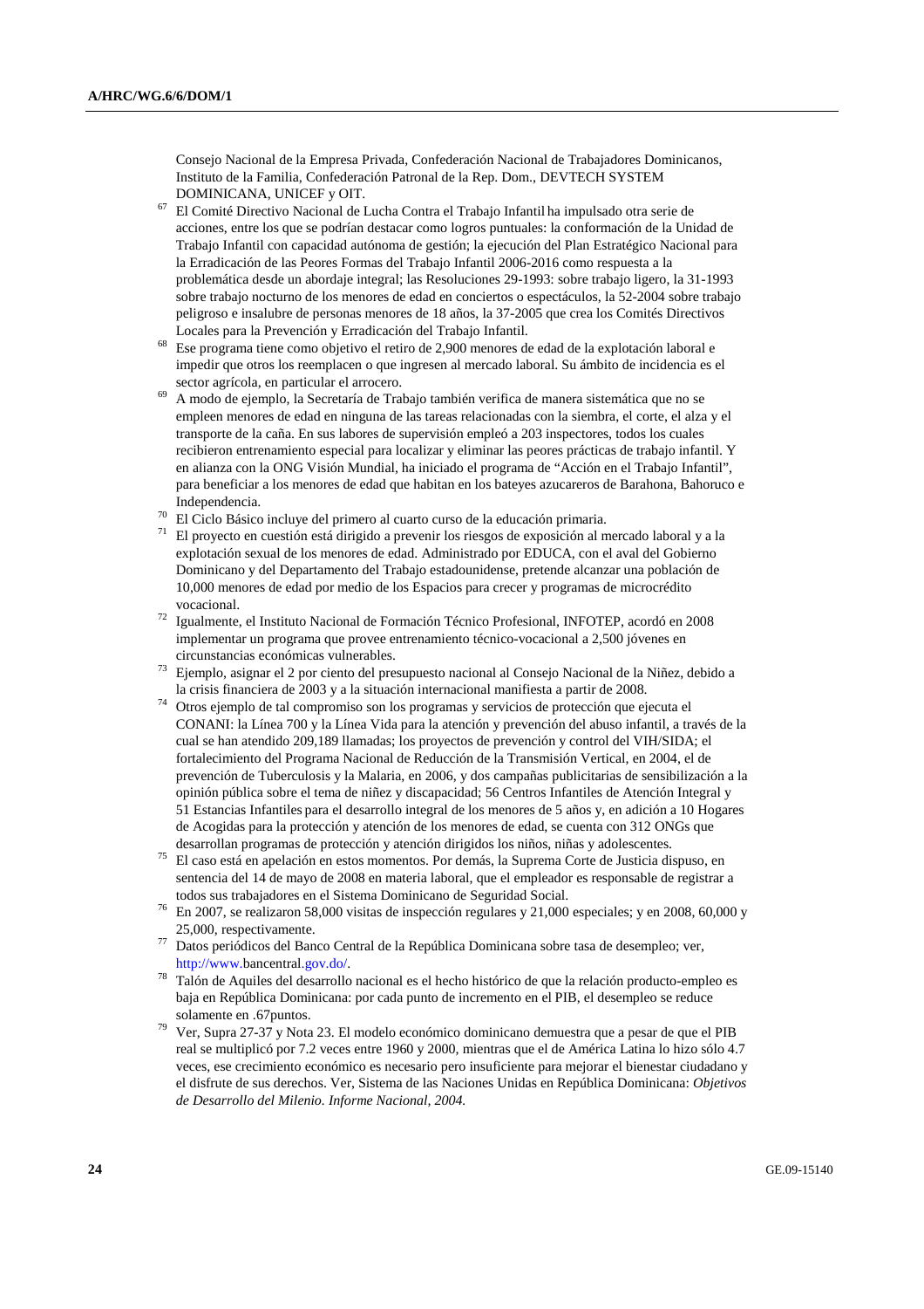Consejo Nacional de la Empresa Privada, Confederación Nacional de Trabajadores Dominicanos, Instituto de la Familia, Confederación Patronal de la Rep. Dom., DEVTECH SYSTEM DOMINICANA, UNICEF y OIT.

[67] El Comité Directivo Nacional de Lucha Contra el Trabajo Infantil ha impulsado otra serie de acciones, entre los que se podrían destacar como logros puntuales: la conformación de la Unidad de Trabajo Infantil con capacidad autónoma de gestión; la ejecución del Plan Estratégico Nacional para la Erradicación de las Peores Formas del Trabajo Infantil 2006-2016 como respuesta a la problemática desde un abordaje integral; las Resoluciones 29-1993: sobre trabajo ligero, la 31-1993 sobre trabajo nocturno de los menores de edad en conciertos o espectáculos, la 52-2004 sobre trabajo peligroso e insalubre de personas menores de 18 años, la 37-2005 que crea los Comités Directivos Locales para la Prevención y Erradicación del Trabajo Infantil.

[68] Ese programa tiene como objetivo el retiro de 2,900 menores de edad de la explotación laboral e impedir que otros los reemplacen o que ingresen al mercado laboral. Su ámbito de incidencia es el sector agrícola, en particular el arrocero.

[69] A modo de ejemplo, la Secretaría de Trabajo también verifica de manera sistemática que no se empleen menores de edad en ninguna de las tareas relacionadas con la siembra, el corte, el alza y el transporte de la caña. En sus labores de supervisión empleó a 203 inspectores, todos los cuales recibieron entrenamiento especial para localizar y eliminar las peores prácticas de trabajo infantil. Y en alianza con la ONG Visión Mundial, ha iniciado el programa de "Acción en el Trabajo Infantil", para beneficiar a los menores de edad que habitan en los bateyes azucareros de Barahona, Bahoruco e Independencia.

[70] El Ciclo Básico incluye del primero al cuarto curso de la educación primaria.

[71] El proyecto en cuestión está dirigido a prevenir los riesgos de exposición al mercado laboral y a la explotación sexual de los menores de edad. Administrado por EDUCA, con el aval del Gobierno Dominicano y del Departamento del Trabajo estadounidense, pretende alcanzar una población de 10,000 menores de edad por medio de los Espacios para crecer y programas de microcrédito vocacional.

[72] Igualmente, el Instituto Nacional de Formación Técnico Profesional, INFOTEP, acordó en 2008 implementar un programa que provee entrenamiento técnico-vocacional a 2,500 jóvenes en circunstancias económicas vulnerables.

[73] Ejemplo, asignar el 2 por ciento del presupuesto nacional al Consejo Nacional de la Niñez, debido a la crisis financiera de 2003 y a la situación internacional manifiesta a partir de 2008.

[74] Otros ejemplo de tal compromiso son los programas y servicios de protección que ejecuta el CONANI: la Línea 700 y la Línea Vida para la atención y prevención del abuso infantil, a través de la cual se han atendido 209,189 llamadas; los proyectos de prevención y control del VIH/SIDA; el fortalecimiento del Programa Nacional de Reducción de la Transmisión Vertical, en 2004, el de prevención de Tuberculosis y la Malaria, en 2006, y dos campañas publicitarias de sensibilización a la opinión pública sobre el tema de niñez y discapacidad; 56 Centros Infantiles de Atención Integral y 51 Estancias Infantiles para el desarrollo integral de los menores de 5 años y, en adición a 10 Hogares de Acogidas para la protección y atención de los menores de edad, se cuenta con 312 ONGs que desarrollan programas de protección y atención dirigidos los niños, niñas y adolescentes.

[75] El caso está en apelación en estos momentos. Por demás, la Suprema Corte de Justicia dispuso, en sentencia del 14 de mayo de 2008 en materia laboral, que el empleador es responsable de registrar a todos sus trabajadores en el Sistema Dominicano de Seguridad Social.

[76] En 2007, se realizaron 58,000 visitas de inspección regulares y 21,000 especiales; y en 2008, 60,000 y 25,000, respectivamente.

[77] Datos periódicos del Banco Central de la República Dominicana sobre tasa de desempleo; ver, http://www.bancentral.gov.do/.

[78] Talón de Aquiles del desarrollo nacional es el hecho histórico de que la relación producto-empleo es baja en República Dominicana: por cada punto de incremento en el PIB, el desempleo se reduce solamente en .67puntos.

[79] Ver, Supra 27-37 y Nota 23. El modelo económico dominicano demuestra que a pesar de que el PIB real se multiplicó por 7.2 veces entre 1960 y 2000, mientras que el de América Latina lo hizo sólo 4.7 veces, ese crecimiento económico es necesario pero insuficiente para mejorar el bienestar ciudadano y el disfrute de sus derechos. Ver, Sistema de las Naciones Unidas en República Dominicana: *Objetivos de Desarrollo del Milenio. Informe Nacional, 2004.*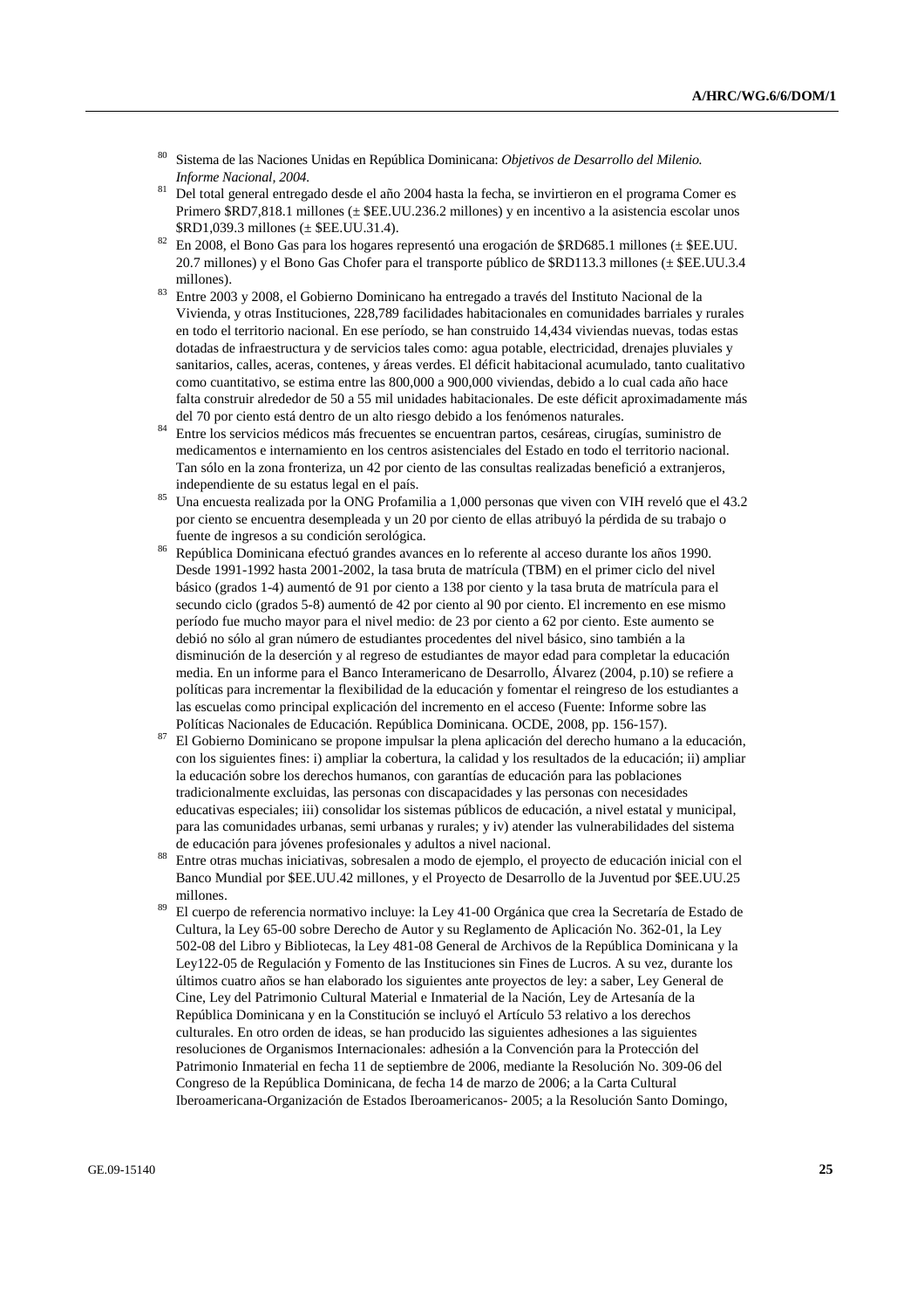[80] Sistema de las Naciones Unidas en República Dominicana: *Objetivos de Desarrollo del Milenio. Informe Nacional, 2004.*

[81] Del total general entregado desde el año 2004 hasta la fecha, se invirtieron en el programa Comer es Primero $RD7,818.1 millones (± $EE.UU.236.2 millones) y en incentivo a la asistencia escolar unos $RD1,039.3 millones (± $EE.UU.31.4).

[82] En 2008, el Bono Gas para los hogares representó una erogación de $RD685.1 millones (± $EE.UU. 20.7 millones) y el Bono Gas Chofer para el transporte público de $RD113.3 millones (± $EE.UU.3.4 millones).

[83] Entre 2003 y 2008, el Gobierno Dominicano ha entregado a través del Instituto Nacional de la Vivienda, y otras Instituciones, 228,789 facilidades habitacionales en comunidades barriales y rurales en todo el territorio nacional. En ese período, se han construido 14,434 viviendas nuevas, todas estas dotadas de infraestructura y de servicios tales como: agua potable, electricidad, drenajes pluviales y sanitarios, calles, aceras, contenes, y áreas verdes. El déficit habitacional acumulado, tanto cualitativo como cuantitativo, se estima entre las 800,000 a 900,000 viviendas, debido a lo cual cada año hace falta construir alrededor de 50 a 55 mil unidades habitacionales. De este déficit aproximadamente más del 70 por ciento está dentro de un alto riesgo debido a los fenómenos naturales.

[84] Entre los servicios médicos más frecuentes se encuentran partos, cesáreas, cirugías, suministro de medicamentos e internamiento en los centros asistenciales del Estado en todo el territorio nacional. Tan sólo en la zona fronteriza, un 42 por ciento de las consultas realizadas benefició a extranjeros, independiente de su estatus legal en el país.

[85] Una encuesta realizada por la ONG Profamilia a 1,000 personas que viven con VIH reveló que el 43.2 por ciento se encuentra desempleada y un 20 por ciento de ellas atribuyó la pérdida de su trabajo o fuente de ingresos a su condición serológica.

[86] República Dominicana efectuó grandes avances en lo referente al acceso durante los años 1990. Desde 1991-1992 hasta 2001-2002, la tasa bruta de matrícula (TBM) en el primer ciclo del nivel básico (grados 1-4) aumentó de 91 por ciento a 138 por ciento y la tasa bruta de matrícula para el secundo ciclo (grados 5-8) aumentó de 42 por ciento al 90 por ciento. El incremento en ese mismo período fue mucho mayor para el nivel medio: de 23 por ciento a 62 por ciento. Este aumento se debió no sólo al gran número de estudiantes procedentes del nivel básico, sino también a la disminución de la deserción y al regreso de estudiantes de mayor edad para completar la educación media. En un informe para el Banco Interamericano de Desarrollo, Álvarez (2004, p.10) se refiere a políticas para incrementar la flexibilidad de la educación y fomentar el reingreso de los estudiantes a las escuelas como principal explicación del incremento en el acceso (Fuente: Informe sobre las Políticas Nacionales de Educación. República Dominicana. OCDE, 2008, pp. 156-157).

[87] El Gobierno Dominicano se propone impulsar la plena aplicación del derecho humano a la educación, con los siguientes fines: i) ampliar la cobertura, la calidad y los resultados de la educación; ii) ampliar la educación sobre los derechos humanos, con garantías de educación para las poblaciones tradicionalmente excluidas, las personas con discapacidades y las personas con necesidades educativas especiales; iii) consolidar los sistemas públicos de educación, a nivel estatal y municipal, para las comunidades urbanas, semi urbanas y rurales; y iv) atender las vulnerabilidades del sistema de educación para jóvenes profesionales y adultos a nivel nacional.

[88] Entre otras muchas iniciativas, sobresalen a modo de ejemplo, el proyecto de educación inicial con el Banco Mundial por $EE.UU.42 millones, y el Proyecto de Desarrollo de la Juventud por $EE.UU.25 millones.

[89] El cuerpo de referencia normativo incluye: la Ley 41-00 Orgánica que crea la Secretaría de Estado de Cultura, la Ley 65-00 sobre Derecho de Autor y su Reglamento de Aplicación No. 362-01, la Ley 502-08 del Libro y Bibliotecas, la Ley 481-08 General de Archivos de la República Dominicana y la Ley122-05 de Regulación y Fomento de las Instituciones sin Fines de Lucros. A su vez, durante los últimos cuatro años se han elaborado los siguientes ante proyectos de ley: a saber, Ley General de Cine, Ley del Patrimonio Cultural Material e Inmaterial de la Nación, Ley de Artesanía de la República Dominicana y en la Constitución se incluyó el Artículo 53 relativo a los derechos culturales. En otro orden de ideas, se han producido las siguientes adhesiones a las siguientes resoluciones de Organismos Internacionales: adhesión a la Convención para la Protección del Patrimonio Inmaterial en fecha 11 de septiembre de 2006, mediante la Resolución No. 309-06 del Congreso de la República Dominicana, de fecha 14 de marzo de 2006; a la Carta Cultural Iberoamericana-Organización de Estados Iberoamericanos- 2005; a la Resolución Santo Domingo,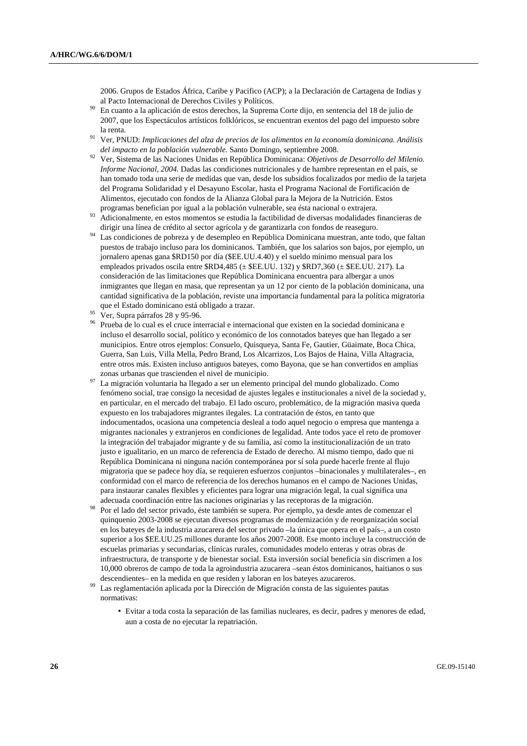2006. Grupos de Estados África, Caribe y Pacifico (ACP); a la Declaración de Cartagena de Indias y al Pacto Internacional de Derechos Civiles y Políticos.

[90] En cuanto a la aplicación de estos derechos, la Suprema Corte dijo, en sentencia del 18 de julio de 2007, que los Espectáculos artísticos folklóricos, se encuentran exentos del pago del impuesto sobre la renta.

[91] Ver, PNUD: *Implicaciones del alza de precios de los alimentos en la economía dominicana. Análisis del impacto en la población vulnerable.* Santo Domingo, septiembre 2008.

[92] Ver, Sistema de las Naciones Unidas en República Dominicana: *Objetivos de Desarrollo del Milenio. Informe Nacional, 2004.* Dadas las condiciones nutricionales y de hambre representan en el país, se han tomado toda una serie de medidas que van, desde los subsidios focalizados por medio de la tarjeta del Programa Solidaridad y el Desayuno Escolar, hasta el Programa Nacional de Fortificación de Alimentos, ejecutado con fondos de la Alianza Global para la Mejora de la Nutrición. Estos programas benefician por igual a la población vulnerable, sea ésta nacional o extrajera.

[93] Adicionalmente, en estos momentos se estudia la factibilidad de diversas modalidades financieras de dirigir una línea de crédito al sector agrícola y de garantizarla con fondos de reaseguro.

[94] Las condiciones de pobreza y de desempleo en República Dominicana muestran, ante todo, que faltan puestos de trabajo incluso para los dominicanos. También, que los salarios son bajos, por ejemplo, un jornalero apenas gana $RD150 por día ($EE.UU.4.40) y el sueldo mínimo mensual para los empleados privados oscila entre $RD4,485 (± $EE.UU. 132) y $RD7,360 (± $EE.UU. 217). La consideración de las limitaciones que República Dominicana encuentra para albergar a unos inmigrantes que llegan en masa, que representan ya un 12 por ciento de la población dominicana, una cantidad significativa de la población, reviste una importancia fundamental para la política migratoria que el Estado dominicano está obligado a trazar.

[95] Ver, Supra párrafos 28 y 95-96.

[96] Prueba de lo cual es el cruce interracial e internacional que existen en la sociedad dominicana e incluso el desarrollo social, político y económico de los connotados bateyes que han llegado a ser municipios. Entre otros ejemplos: Consuelo, Quisqueya, Santa Fe, Gautier, Güaimate, Boca Chica, Guerra, San Luis, Villa Mella, Pedro Brand, Los Alcarrizos, Los Bajos de Haina, Villa Altagracia, entre otros más. Existen incluso antiguos bateyes, como Bayona, que se han convertidos en amplias zonas urbanas que trascienden el nivel de municipio.

[97] La migración voluntaria ha llegado a ser un elemento principal del mundo globalizado. Como fenómeno social, trae consigo la necesidad de ajustes legales e institucionales a nivel de la sociedad y, en particular, en el mercado del trabajo. El lado oscuro, problemático, de la migración masiva queda expuesto en los trabajadores migrantes ilegales. La contratación de éstos, en tanto que indocumentados, ocasiona una competencia desleal a todo aquel negocio o empresa que mantenga a migrantes nacionales y extranjeros en condiciones de legalidad. Ante todos yace el reto de promover la integración del trabajador migrante y de su familia, así como la institucionalización de un trato justo e igualitario, en un marco de referencia de Estado de derecho. Al mismo tiempo, dado que ni República Dominicana ni ninguna nación contemporánea por sí sola puede hacerle frente al flujo migratoria que se padece hoy día, se requieren esfuerzos conjuntos –binacionales y multilaterales–, en conformidad con el marco de referencia de los derechos humanos en el campo de Naciones Unidas, para instaurar canales flexibles y eficientes para lograr una migración legal, la cual significa una adecuada coordinación entre las naciones originarias y las receptoras de la migración.

[98] Por el lado del sector privado, éste también se supera. Por ejemplo, ya desde antes de comenzar el quinquenio 2003-2008 se ejecutan diversos programas de modernización y de reorganización social en los bateyes de la industria azucarera del sector privado –la única que opera en el país–, a un costo superior a los $EE.UU.25 millones durante los años 2007-2008. Ese monto incluye la construcción de escuelas primarias y secundarias, clínicas rurales, comunidades modelo enteras y otras obras de infraestructura, de transporte y de bienestar social. Esta inversión social beneficia sin discrimen a los 10,000 obreros de campo de toda la agroindustria azucarera –sean éstos dominicanos, haitianos o sus descendientes– en la medida en que residen y laboran en los bateyes azucareros.

[99] Las reglamentación aplicada por la Dirección de Migración consta de las siguientes pautas normativas:

- Evitar a toda costa la separación de las familias nucleares, es decir, padres y menores de edad, aun a costa de no ejecutar la repatriación.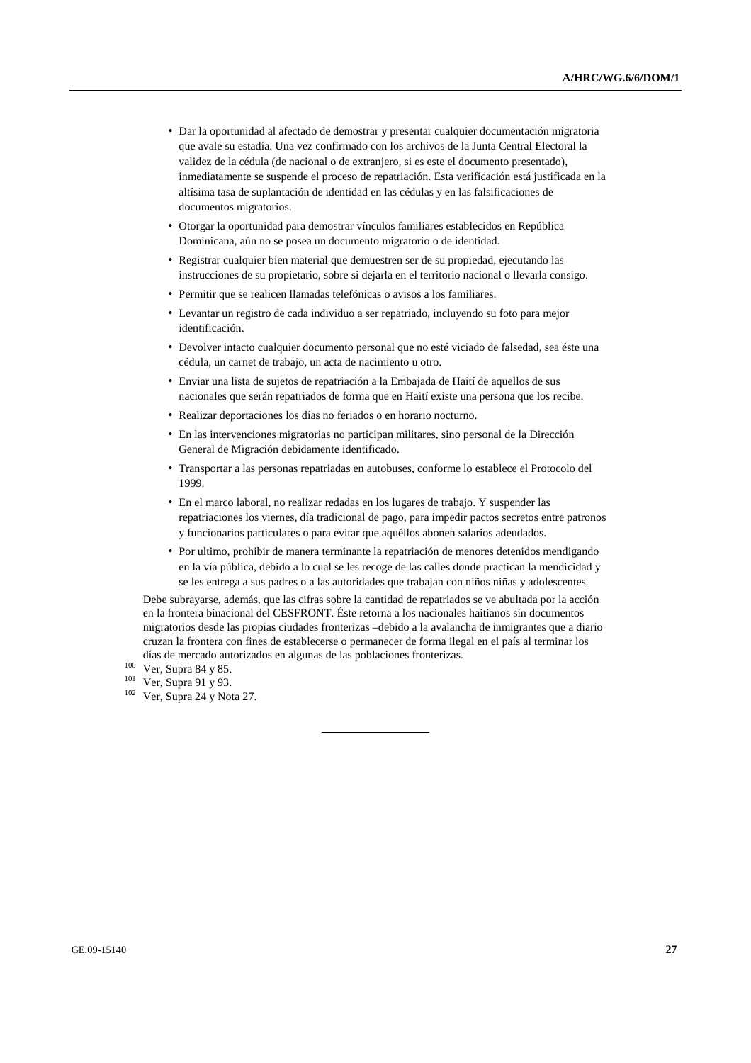- Dar la oportunidad al afectado de demostrar y presentar cualquier documentación migratoria que avale su estadía. Una vez confirmado con los archivos de la Junta Central Electoral la validez de la cédula (de nacional o de extranjero, si es este el documento presentado), inmediatamente se suspende el proceso de repatriación. Esta verificación está justificada en la altísima tasa de suplantación de identidad en las cédulas y en las falsificaciones de documentos migratorios.
- Otorgar la oportunidad para demostrar vínculos familiares establecidos en República Dominicana, aún no se posea un documento migratorio o de identidad.
- Registrar cualquier bien material que demuestren ser de su propiedad, ejecutando las instrucciones de su propietario, sobre si dejarla en el territorio nacional o llevarla consigo.
- Permitir que se realicen llamadas telefónicas o avisos a los familiares.
- Levantar un registro de cada individuo a ser repatriado, incluyendo su foto para mejor identificación.
- Devolver intacto cualquier documento personal que no esté viciado de falsedad, sea éste una cédula, un carnet de trabajo, un acta de nacimiento u otro.
- Enviar una lista de sujetos de repatriación a la Embajada de Haití de aquellos de sus nacionales que serán repatriados de forma que en Haití existe una persona que los recibe.
- Realizar deportaciones los días no feriados o en horario nocturno.
- En las intervenciones migratorias no participan militares, sino personal de la Dirección General de Migración debidamente identificado.
- Transportar a las personas repatriadas en autobuses, conforme lo establece el Protocolo del 1999.
- En el marco laboral, no realizar redadas en los lugares de trabajo. Y suspender las repatriaciones los viernes, día tradicional de pago, para impedir pactos secretos entre patronos y funcionarios particulares o para evitar que aquéllos abonen salarios adeudados.
- Por ultimo, prohibir de manera terminante la repatriación de menores detenidos mendigando en la vía pública, debido a lo cual se les recoge de las calles donde practican la mendicidad y se les entrega a sus padres o a las autoridades que trabajan con niños niñas y adolescentes.

Debe subrayarse, además, que las cifras sobre la cantidad de repatriados se ve abultada por la acción en la frontera binacional del CESFRONT. Éste retorna a los nacionales haitianos sin documentos migratorios desde las propias ciudades fronterizas –debido a la avalancha de inmigrantes que a diario cruzan la frontera con fines de establecerse o permanecer de forma ilegal en el país al terminar los días de mercado autorizados en algunas de las poblaciones fronterizas.

[100] Ver, Supra 84 y 85.

[101] Ver, Supra 91 y 93.

[102] Ver, Supra 24 y Nota 27.